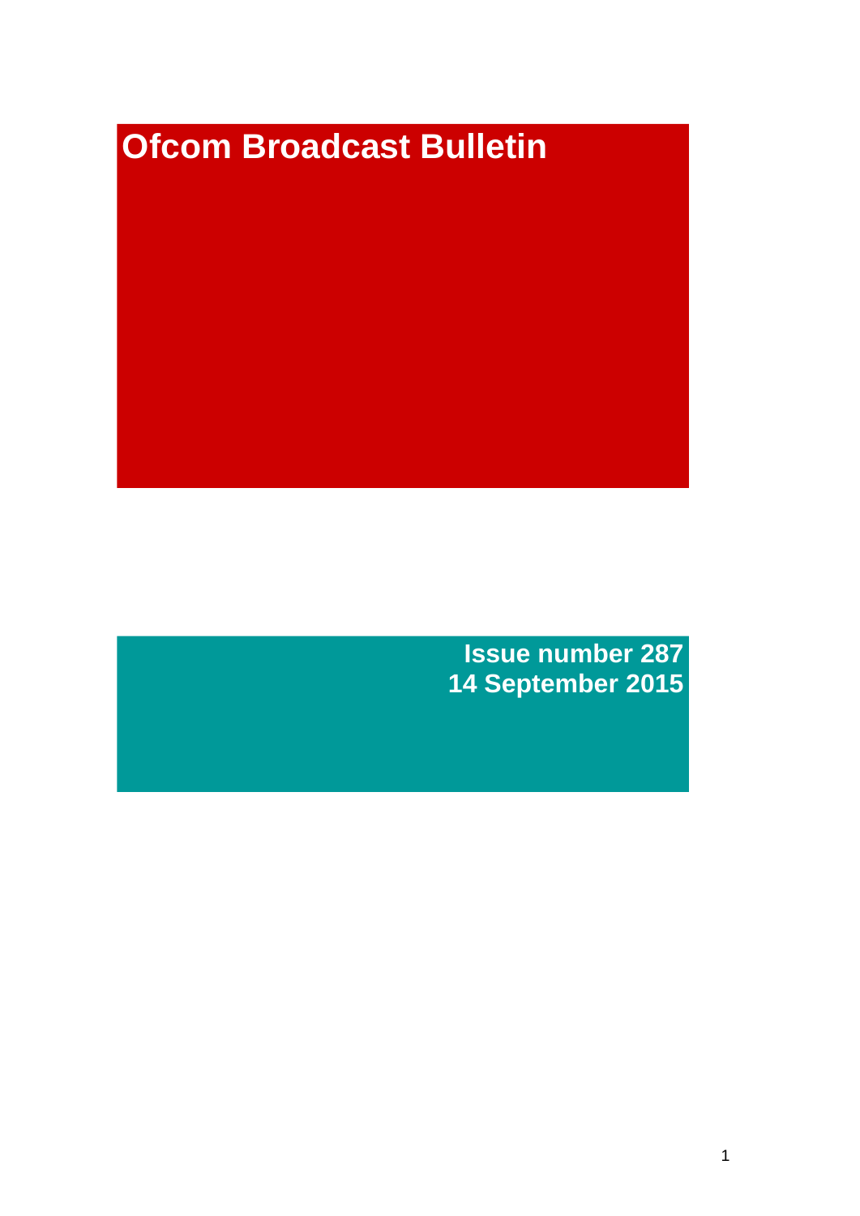# Ofcom Broadcast Bulletin

**Issue number 287**
**14 September 2015**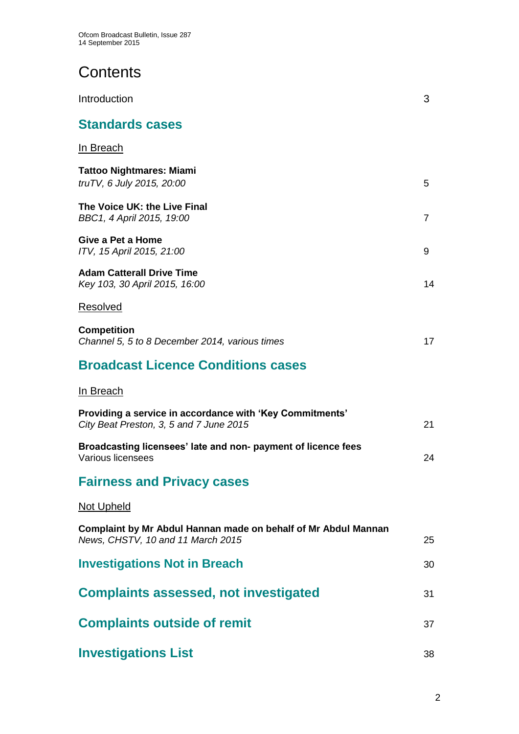# Contents

| | |
|---|---|
| Introduction | 3 |

## Standards cases

In Breach

| | |
|---|---|
| **Tattoo Nightmares: Miami**<br>*truTV, 6 July 2015, 20:00* | 5 |
| **The Voice UK: the Live Final**<br>*BBC1, 4 April 2015, 19:00* | 7 |
| **Give a Pet a Home**<br>*ITV, 15 April 2015, 21:00* | 9 |
| **Adam Catterall Drive Time**<br>*Key 103, 30 April 2015, 16:00* | 14 |

Resolved

| | |
|---|---|
| **Competition**<br>*Channel 5, 5 to 8 December 2014, various times* | 17 |

## Broadcast Licence Conditions cases

In Breach

| | |
|---|---|
| **Providing a service in accordance with 'Key Commitments'**<br>*City Beat Preston, 3, 5 and 7 June 2015* | 21 |
| **Broadcasting licensees' late and non- payment of licence fees**<br>Various licensees | 24 |

## Fairness and Privacy cases

Not Upheld

| | |
|---|---|
| **Complaint by Mr Abdul Hannan made on behalf of Mr Abdul Mannan**<br>*News, CHSTV, 10 and 11 March 2015* | 25 |

| | |
|---|---|
| **Investigations Not in Breach** | 30 |
| **Complaints assessed, not investigated** | 31 |
| **Complaints outside of remit** | 37 |
| **Investigations List** | 38 |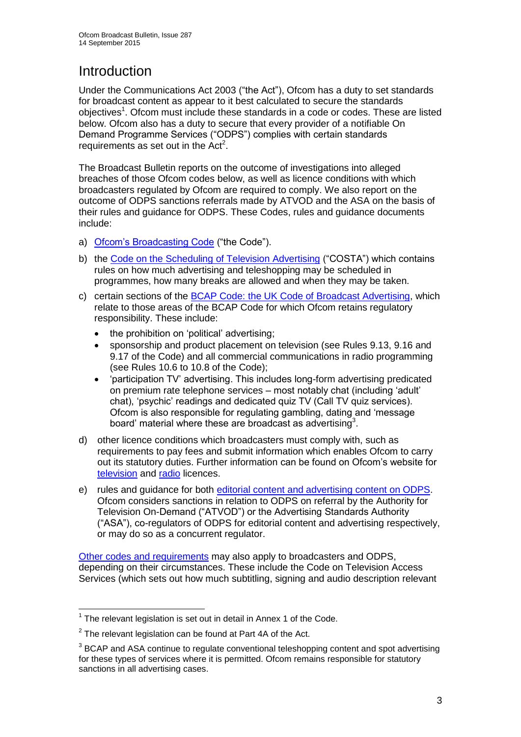# Introduction

Under the Communications Act 2003 ("the Act"), Ofcom has a duty to set standards for broadcast content as appear to it best calculated to secure the standards objectives[1]. Ofcom must include these standards in a code or codes. These are listed below. Ofcom also has a duty to secure that every provider of a notifiable On Demand Programme Services ("ODPS") complies with certain standards requirements as set out in the Act[2].

The Broadcast Bulletin reports on the outcome of investigations into alleged breaches of those Ofcom codes below, as well as licence conditions with which broadcasters regulated by Ofcom are required to comply. We also report on the outcome of ODPS sanctions referrals made by ATVOD and the ASA on the basis of their rules and guidance for ODPS. These Codes, rules and guidance documents include:

a) Ofcom's Broadcasting Code ("the Code").

b) the Code on the Scheduling of Television Advertising ("COSTA") which contains rules on how much advertising and teleshopping may be scheduled in programmes, how many breaks are allowed and when they may be taken.

c) certain sections of the BCAP Code: the UK Code of Broadcast Advertising, which relate to those areas of the BCAP Code for which Ofcom retains regulatory responsibility. These include:
   - the prohibition on 'political' advertising;
   - sponsorship and product placement on television (see Rules 9.13, 9.16 and 9.17 of the Code) and all commercial communications in radio programming (see Rules 10.6 to 10.8 of the Code);
   - 'participation TV' advertising. This includes long-form advertising predicated on premium rate telephone services – most notably chat (including 'adult' chat), 'psychic' readings and dedicated quiz TV (Call TV quiz services). Ofcom is also responsible for regulating gambling, dating and 'message board' material where these are broadcast as advertising[3].

d) other licence conditions which broadcasters must comply with, such as requirements to pay fees and submit information which enables Ofcom to carry out its statutory duties. Further information can be found on Ofcom's website for television and radio licences.

e) rules and guidance for both editorial content and advertising content on ODPS. Ofcom considers sanctions in relation to ODPS on referral by the Authority for Television On-Demand ("ATVOD") or the Advertising Standards Authority ("ASA"), co-regulators of ODPS for editorial content and advertising respectively, or may do so as a concurrent regulator.

Other codes and requirements may also apply to broadcasters and ODPS, depending on their circumstances. These include the Code on Television Access Services (which sets out how much subtitling, signing and audio description relevant

---

[1] The relevant legislation is set out in detail in Annex 1 of the Code.

[2] The relevant legislation can be found at Part 4A of the Act.

[3] BCAP and ASA continue to regulate conventional teleshopping content and spot advertising for these types of services where it is permitted. Ofcom remains responsible for statutory sanctions in all advertising cases.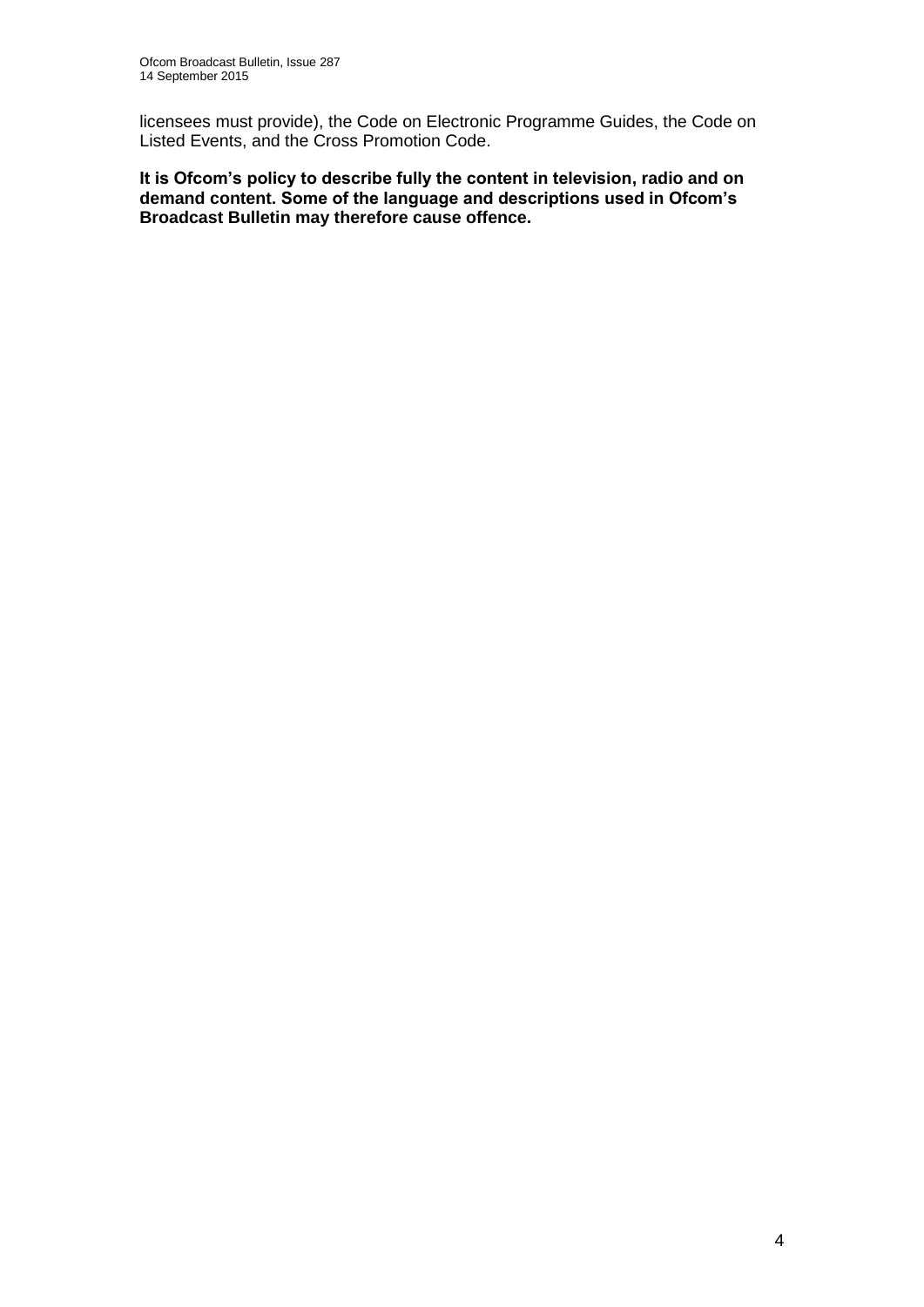licensees must provide), the Code on Electronic Programme Guides, the Code on Listed Events, and the Cross Promotion Code.

**It is Ofcom's policy to describe fully the content in television, radio and on demand content. Some of the language and descriptions used in Ofcom's Broadcast Bulletin may therefore cause offence.**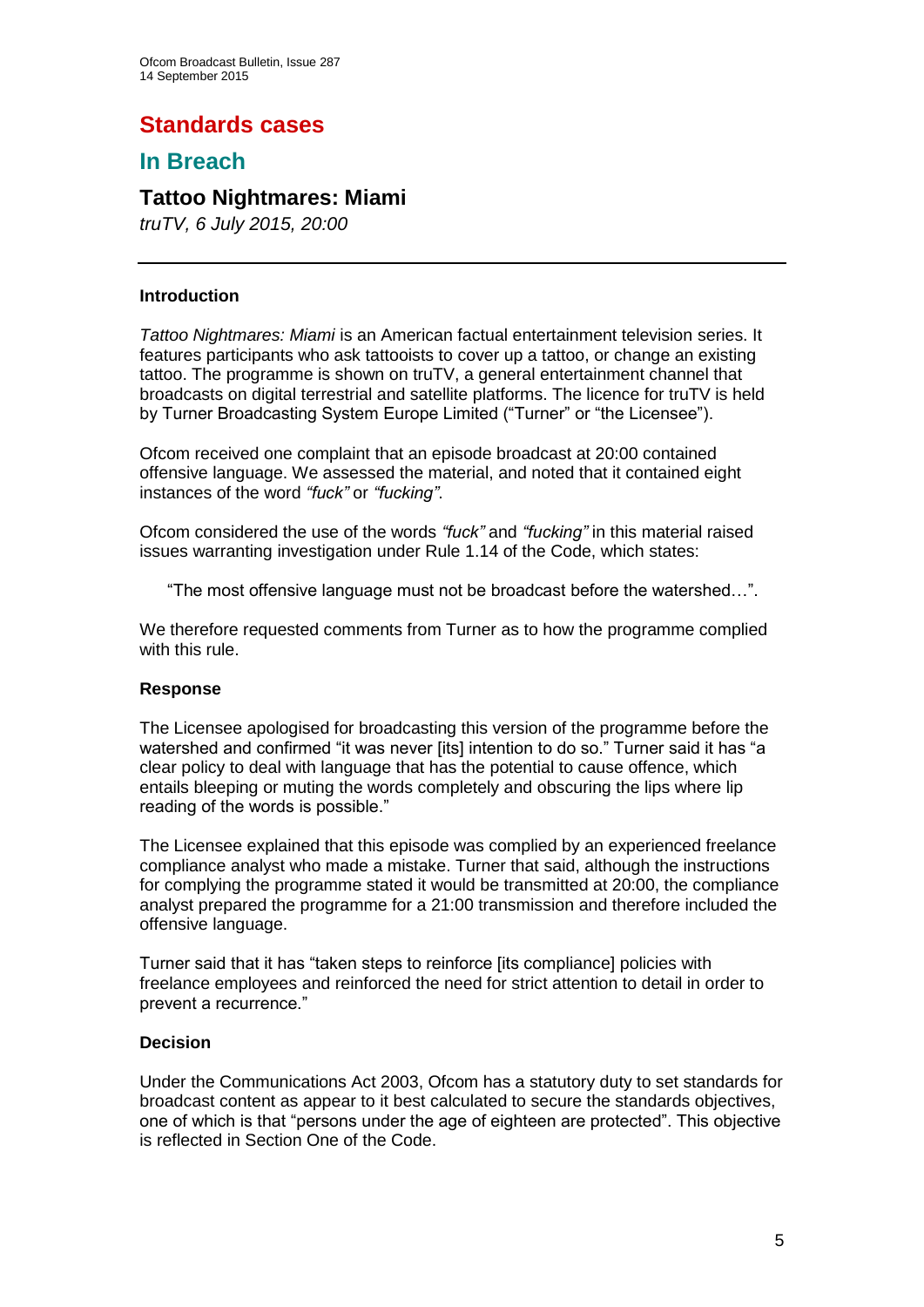# Standards cases

## In Breach

### Tattoo Nightmares: Miami

*truTV, 6 July 2015, 20:00*

---

**Introduction**

*Tattoo Nightmares: Miami* is an American factual entertainment television series. It features participants who ask tattooists to cover up a tattoo, or change an existing tattoo. The programme is shown on truTV, a general entertainment channel that broadcasts on digital terrestrial and satellite platforms. The licence for truTV is held by Turner Broadcasting System Europe Limited ("Turner" or "the Licensee").

Ofcom received one complaint that an episode broadcast at 20:00 contained offensive language. We assessed the material, and noted that it contained eight instances of the word *"fuck"* or *"fucking"*.

Ofcom considered the use of the words *"fuck"* and *"fucking"* in this material raised issues warranting investigation under Rule 1.14 of the Code, which states:

> "The most offensive language must not be broadcast before the watershed…".

We therefore requested comments from Turner as to how the programme complied with this rule.

**Response**

The Licensee apologised for broadcasting this version of the programme before the watershed and confirmed "it was never [its] intention to do so." Turner said it has "a clear policy to deal with language that has the potential to cause offence, which entails bleeping or muting the words completely and obscuring the lips where lip reading of the words is possible."

The Licensee explained that this episode was complied by an experienced freelance compliance analyst who made a mistake. Turner that said, although the instructions for complying the programme stated it would be transmitted at 20:00, the compliance analyst prepared the programme for a 21:00 transmission and therefore included the offensive language.

Turner said that it has "taken steps to reinforce [its compliance] policies with freelance employees and reinforced the need for strict attention to detail in order to prevent a recurrence."

**Decision**

Under the Communications Act 2003, Ofcom has a statutory duty to set standards for broadcast content as appear to it best calculated to secure the standards objectives, one of which is that "persons under the age of eighteen are protected". This objective is reflected in Section One of the Code.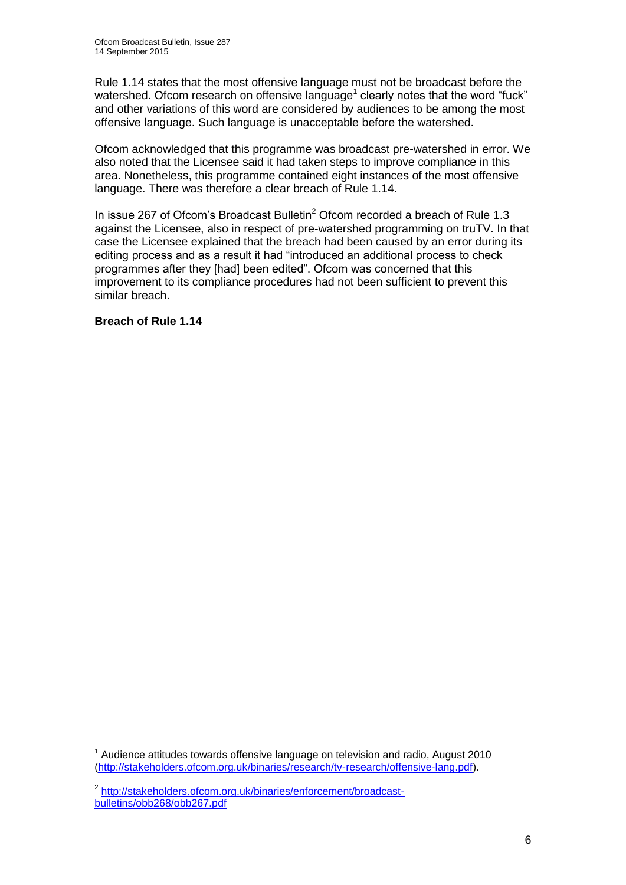Rule 1.14 states that the most offensive language must not be broadcast before the watershed. Ofcom research on offensive language[1] clearly notes that the word "fuck" and other variations of this word are considered by audiences to be among the most offensive language. Such language is unacceptable before the watershed.

Ofcom acknowledged that this programme was broadcast pre-watershed in error. We also noted that the Licensee said it had taken steps to improve compliance in this area. Nonetheless, this programme contained eight instances of the most offensive language. There was therefore a clear breach of Rule 1.14.

In issue 267 of Ofcom's Broadcast Bulletin[2] Ofcom recorded a breach of Rule 1.3 against the Licensee, also in respect of pre-watershed programming on truTV. In that case the Licensee explained that the breach had been caused by an error during its editing process and as a result it had "introduced an additional process to check programmes after they [had] been edited". Ofcom was concerned that this improvement to its compliance procedures had not been sufficient to prevent this similar breach.

**Breach of Rule 1.14**

---

[1] Audience attitudes towards offensive language on television and radio, August 2010 (http://stakeholders.ofcom.org.uk/binaries/research/tv-research/offensive-lang.pdf).

[2] http://stakeholders.ofcom.org.uk/binaries/enforcement/broadcast-bulletins/obb268/obb267.pdf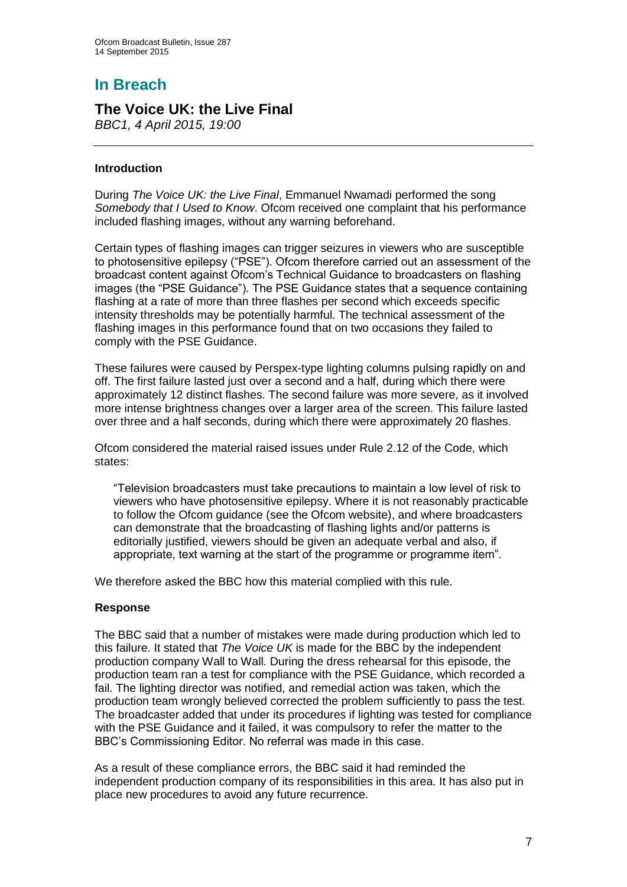# In Breach

## The Voice UK: the Live Final

*BBC1, 4 April 2015, 19:00*

---

### Introduction

During *The Voice UK: the Live Final*, Emmanuel Nwamadi performed the song *Somebody that I Used to Know*. Ofcom received one complaint that his performance included flashing images, without any warning beforehand.

Certain types of flashing images can trigger seizures in viewers who are susceptible to photosensitive epilepsy ("PSE"). Ofcom therefore carried out an assessment of the broadcast content against Ofcom's Technical Guidance to broadcasters on flashing images (the "PSE Guidance"). The PSE Guidance states that a sequence containing flashing at a rate of more than three flashes per second which exceeds specific intensity thresholds may be potentially harmful. The technical assessment of the flashing images in this performance found that on two occasions they failed to comply with the PSE Guidance.

These failures were caused by Perspex-type lighting columns pulsing rapidly on and off. The first failure lasted just over a second and a half, during which there were approximately 12 distinct flashes. The second failure was more severe, as it involved more intense brightness changes over a larger area of the screen. This failure lasted over three and a half seconds, during which there were approximately 20 flashes.

Ofcom considered the material raised issues under Rule 2.12 of the Code, which states:

> "Television broadcasters must take precautions to maintain a low level of risk to viewers who have photosensitive epilepsy. Where it is not reasonably practicable to follow the Ofcom guidance (see the Ofcom website), and where broadcasters can demonstrate that the broadcasting of flashing lights and/or patterns is editorially justified, viewers should be given an adequate verbal and also, if appropriate, text warning at the start of the programme or programme item".

We therefore asked the BBC how this material complied with this rule.

### Response

The BBC said that a number of mistakes were made during production which led to this failure. It stated that *The Voice UK* is made for the BBC by the independent production company Wall to Wall. During the dress rehearsal for this episode, the production team ran a test for compliance with the PSE Guidance, which recorded a fail. The lighting director was notified, and remedial action was taken, which the production team wrongly believed corrected the problem sufficiently to pass the test. The broadcaster added that under its procedures if lighting was tested for compliance with the PSE Guidance and it failed, it was compulsory to refer the matter to the BBC's Commissioning Editor. No referral was made in this case.

As a result of these compliance errors, the BBC said it had reminded the independent production company of its responsibilities in this area. It has also put in place new procedures to avoid any future recurrence.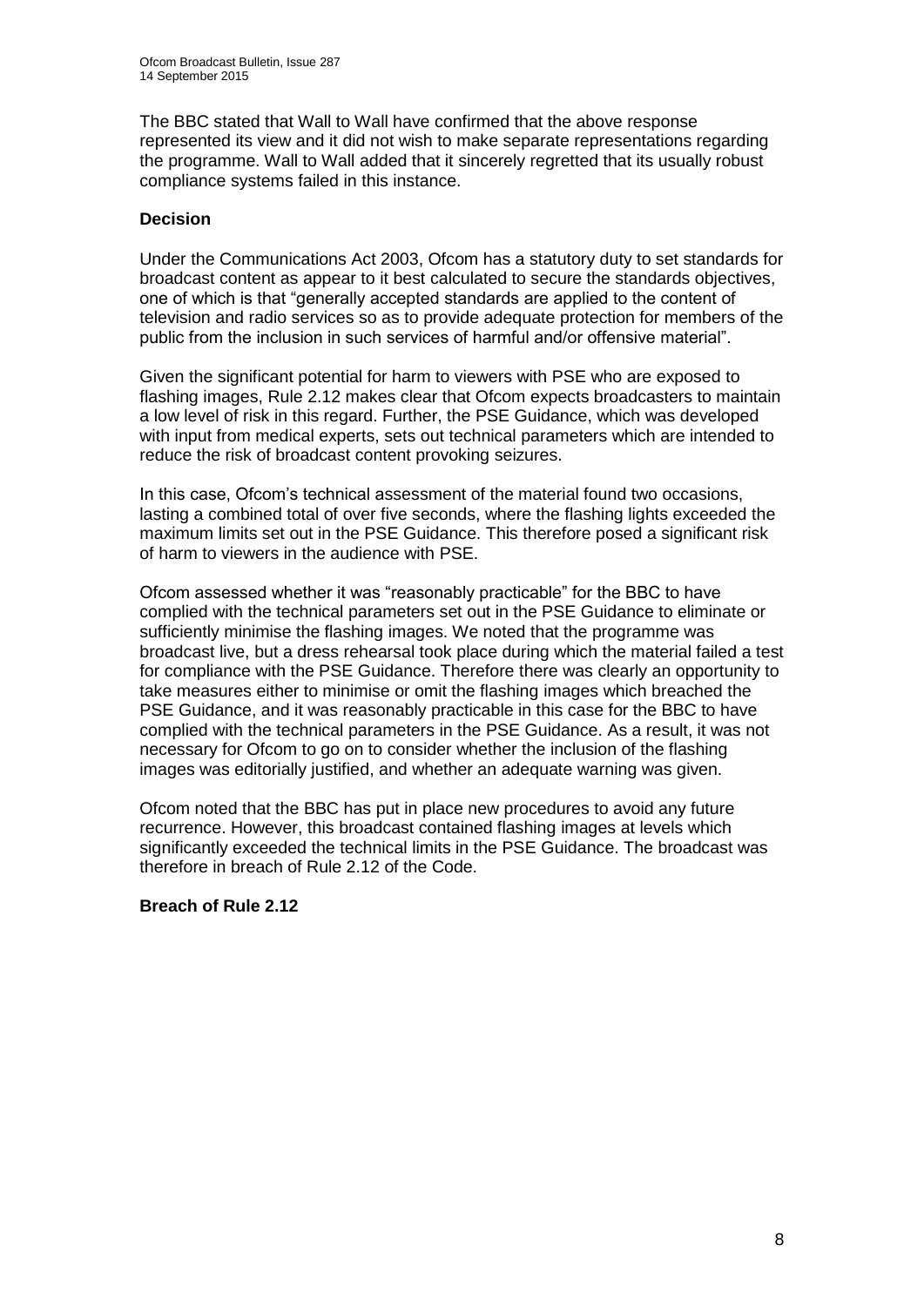The BBC stated that Wall to Wall have confirmed that the above response represented its view and it did not wish to make separate representations regarding the programme. Wall to Wall added that it sincerely regretted that its usually robust compliance systems failed in this instance.

**Decision**

Under the Communications Act 2003, Ofcom has a statutory duty to set standards for broadcast content as appear to it best calculated to secure the standards objectives, one of which is that "generally accepted standards are applied to the content of television and radio services so as to provide adequate protection for members of the public from the inclusion in such services of harmful and/or offensive material".

Given the significant potential for harm to viewers with PSE who are exposed to flashing images, Rule 2.12 makes clear that Ofcom expects broadcasters to maintain a low level of risk in this regard. Further, the PSE Guidance, which was developed with input from medical experts, sets out technical parameters which are intended to reduce the risk of broadcast content provoking seizures.

In this case, Ofcom's technical assessment of the material found two occasions, lasting a combined total of over five seconds, where the flashing lights exceeded the maximum limits set out in the PSE Guidance. This therefore posed a significant risk of harm to viewers in the audience with PSE.

Ofcom assessed whether it was "reasonably practicable" for the BBC to have complied with the technical parameters set out in the PSE Guidance to eliminate or sufficiently minimise the flashing images. We noted that the programme was broadcast live, but a dress rehearsal took place during which the material failed a test for compliance with the PSE Guidance. Therefore there was clearly an opportunity to take measures either to minimise or omit the flashing images which breached the PSE Guidance, and it was reasonably practicable in this case for the BBC to have complied with the technical parameters in the PSE Guidance. As a result, it was not necessary for Ofcom to go on to consider whether the inclusion of the flashing images was editorially justified, and whether an adequate warning was given.

Ofcom noted that the BBC has put in place new procedures to avoid any future recurrence. However, this broadcast contained flashing images at levels which significantly exceeded the technical limits in the PSE Guidance. The broadcast was therefore in breach of Rule 2.12 of the Code.

**Breach of Rule 2.12**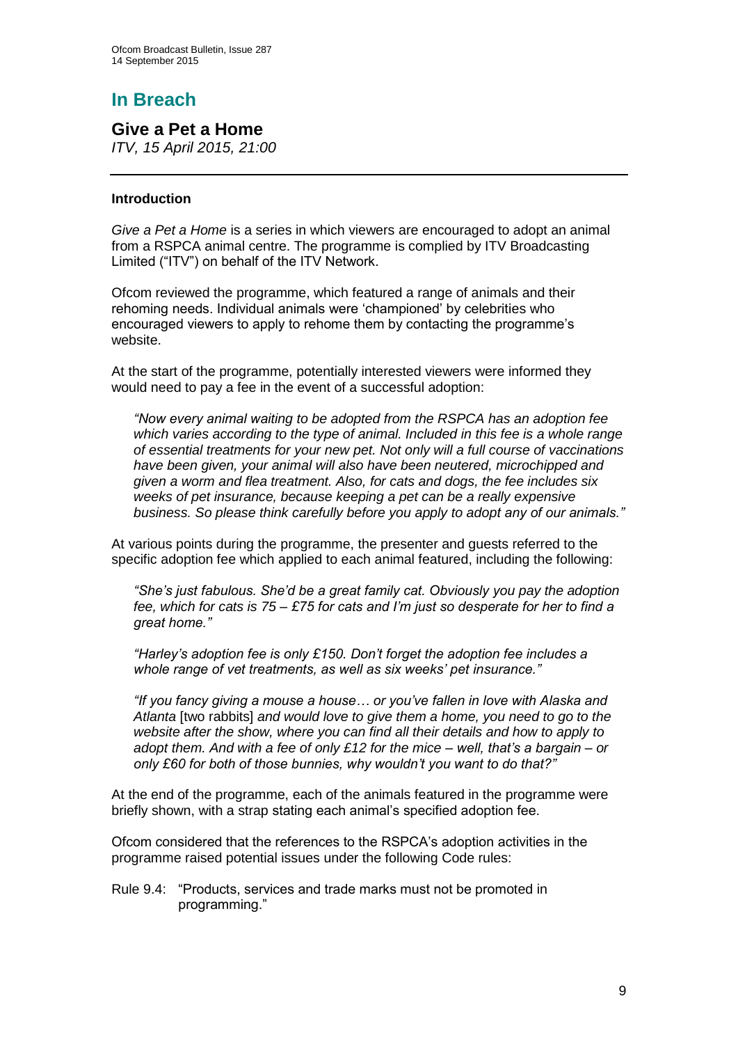## In Breach

### Give a Pet a Home

*ITV, 15 April 2015, 21:00*

---

#### Introduction

*Give a Pet a Home* is a series in which viewers are encouraged to adopt an animal from a RSPCA animal centre. The programme is complied by ITV Broadcasting Limited ("ITV") on behalf of the ITV Network.

Ofcom reviewed the programme, which featured a range of animals and their rehoming needs. Individual animals were 'championed' by celebrities who encouraged viewers to apply to rehome them by contacting the programme's website.

At the start of the programme, potentially interested viewers were informed they would need to pay a fee in the event of a successful adoption:

> *"Now every animal waiting to be adopted from the RSPCA has an adoption fee which varies according to the type of animal. Included in this fee is a whole range of essential treatments for your new pet. Not only will a full course of vaccinations have been given, your animal will also have been neutered, microchipped and given a worm and flea treatment. Also, for cats and dogs, the fee includes six weeks of pet insurance, because keeping a pet can be a really expensive business. So please think carefully before you apply to adopt any of our animals."*

At various points during the programme, the presenter and guests referred to the specific adoption fee which applied to each animal featured, including the following:

> *"She's just fabulous. She'd be a great family cat. Obviously you pay the adoption fee, which for cats is 75 – £75 for cats and I'm just so desperate for her to find a great home."*
>
> *"Harley's adoption fee is only £150. Don't forget the adoption fee includes a whole range of vet treatments, as well as six weeks' pet insurance."*
>
> *"If you fancy giving a mouse a house… or you've fallen in love with Alaska and Atlanta* [two rabbits] *and would love to give them a home, you need to go to the website after the show, where you can find all their details and how to apply to adopt them. And with a fee of only £12 for the mice – well, that's a bargain – or only £60 for both of those bunnies, why wouldn't you want to do that?"*

At the end of the programme, each of the animals featured in the programme were briefly shown, with a strap stating each animal's specified adoption fee.

Ofcom considered that the references to the RSPCA's adoption activities in the programme raised potential issues under the following Code rules:

Rule 9.4: "Products, services and trade marks must not be promoted in programming."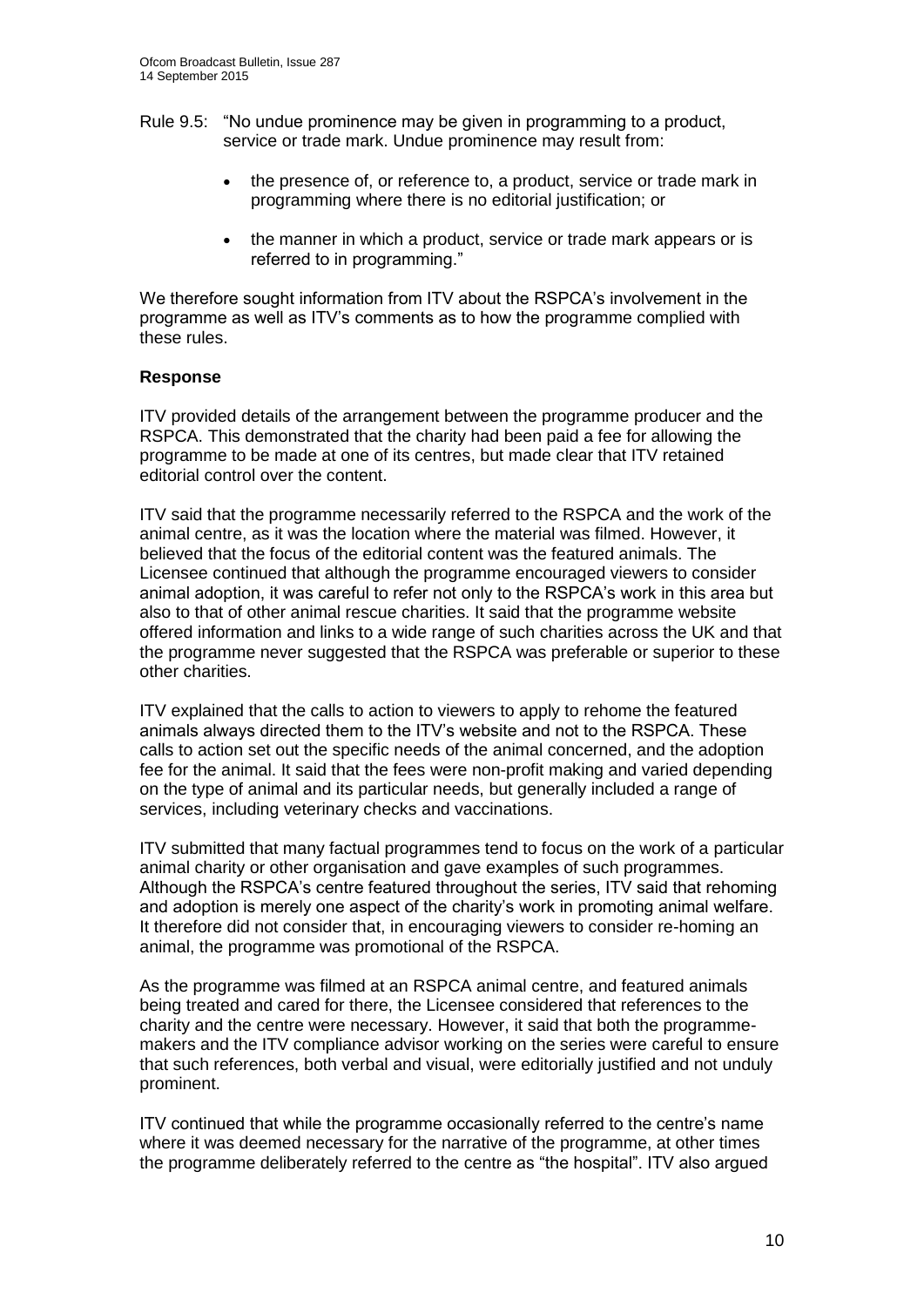Rule 9.5: "No undue prominence may be given in programming to a product, service or trade mark. Undue prominence may result from:

- the presence of, or reference to, a product, service or trade mark in programming where there is no editorial justification; or
- the manner in which a product, service or trade mark appears or is referred to in programming."

We therefore sought information from ITV about the RSPCA's involvement in the programme as well as ITV's comments as to how the programme complied with these rules.

**Response**

ITV provided details of the arrangement between the programme producer and the RSPCA. This demonstrated that the charity had been paid a fee for allowing the programme to be made at one of its centres, but made clear that ITV retained editorial control over the content.

ITV said that the programme necessarily referred to the RSPCA and the work of the animal centre, as it was the location where the material was filmed. However, it believed that the focus of the editorial content was the featured animals. The Licensee continued that although the programme encouraged viewers to consider animal adoption, it was careful to refer not only to the RSPCA's work in this area but also to that of other animal rescue charities. It said that the programme website offered information and links to a wide range of such charities across the UK and that the programme never suggested that the RSPCA was preferable or superior to these other charities.

ITV explained that the calls to action to viewers to apply to rehome the featured animals always directed them to the ITV's website and not to the RSPCA. These calls to action set out the specific needs of the animal concerned, and the adoption fee for the animal. It said that the fees were non-profit making and varied depending on the type of animal and its particular needs, but generally included a range of services, including veterinary checks and vaccinations.

ITV submitted that many factual programmes tend to focus on the work of a particular animal charity or other organisation and gave examples of such programmes. Although the RSPCA's centre featured throughout the series, ITV said that rehoming and adoption is merely one aspect of the charity's work in promoting animal welfare. It therefore did not consider that, in encouraging viewers to consider re-homing an animal, the programme was promotional of the RSPCA.

As the programme was filmed at an RSPCA animal centre, and featured animals being treated and cared for there, the Licensee considered that references to the charity and the centre were necessary. However, it said that both the programme-makers and the ITV compliance advisor working on the series were careful to ensure that such references, both verbal and visual, were editorially justified and not unduly prominent.

ITV continued that while the programme occasionally referred to the centre's name where it was deemed necessary for the narrative of the programme, at other times the programme deliberately referred to the centre as "the hospital". ITV also argued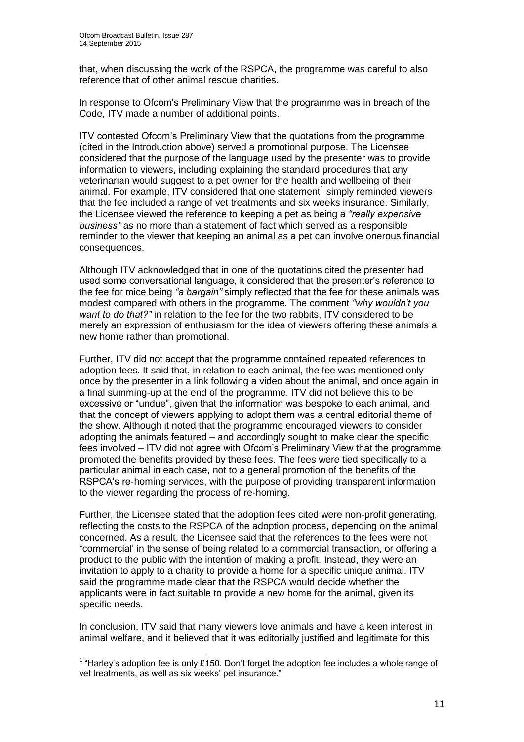that, when discussing the work of the RSPCA, the programme was careful to also reference that of other animal rescue charities.

In response to Ofcom's Preliminary View that the programme was in breach of the Code, ITV made a number of additional points.

ITV contested Ofcom's Preliminary View that the quotations from the programme (cited in the Introduction above) served a promotional purpose. The Licensee considered that the purpose of the language used by the presenter was to provide information to viewers, including explaining the standard procedures that any veterinarian would suggest to a pet owner for the health and wellbeing of their animal. For example, ITV considered that one statement[1] simply reminded viewers that the fee included a range of vet treatments and six weeks insurance. Similarly, the Licensee viewed the reference to keeping a pet as being a *"really expensive business"* as no more than a statement of fact which served as a responsible reminder to the viewer that keeping an animal as a pet can involve onerous financial consequences.

Although ITV acknowledged that in one of the quotations cited the presenter had used some conversational language, it considered that the presenter's reference to the fee for mice being *"a bargain"* simply reflected that the fee for these animals was modest compared with others in the programme. The comment *"why wouldn't you want to do that?"* in relation to the fee for the two rabbits, ITV considered to be merely an expression of enthusiasm for the idea of viewers offering these animals a new home rather than promotional.

Further, ITV did not accept that the programme contained repeated references to adoption fees. It said that, in relation to each animal, the fee was mentioned only once by the presenter in a link following a video about the animal, and once again in a final summing-up at the end of the programme. ITV did not believe this to be excessive or "undue", given that the information was bespoke to each animal, and that the concept of viewers applying to adopt them was a central editorial theme of the show. Although it noted that the programme encouraged viewers to consider adopting the animals featured – and accordingly sought to make clear the specific fees involved – ITV did not agree with Ofcom's Preliminary View that the programme promoted the benefits provided by these fees. The fees were tied specifically to a particular animal in each case, not to a general promotion of the benefits of the RSPCA's re-homing services, with the purpose of providing transparent information to the viewer regarding the process of re-homing.

Further, the Licensee stated that the adoption fees cited were non-profit generating, reflecting the costs to the RSPCA of the adoption process, depending on the animal concerned. As a result, the Licensee said that the references to the fees were not "commercial' in the sense of being related to a commercial transaction, or offering a product to the public with the intention of making a profit. Instead, they were an invitation to apply to a charity to provide a home for a specific unique animal. ITV said the programme made clear that the RSPCA would decide whether the applicants were in fact suitable to provide a new home for the animal, given its specific needs.

In conclusion, ITV said that many viewers love animals and have a keen interest in animal welfare, and it believed that it was editorially justified and legitimate for this

[1] "Harley's adoption fee is only £150. Don't forget the adoption fee includes a whole range of vet treatments, as well as six weeks' pet insurance."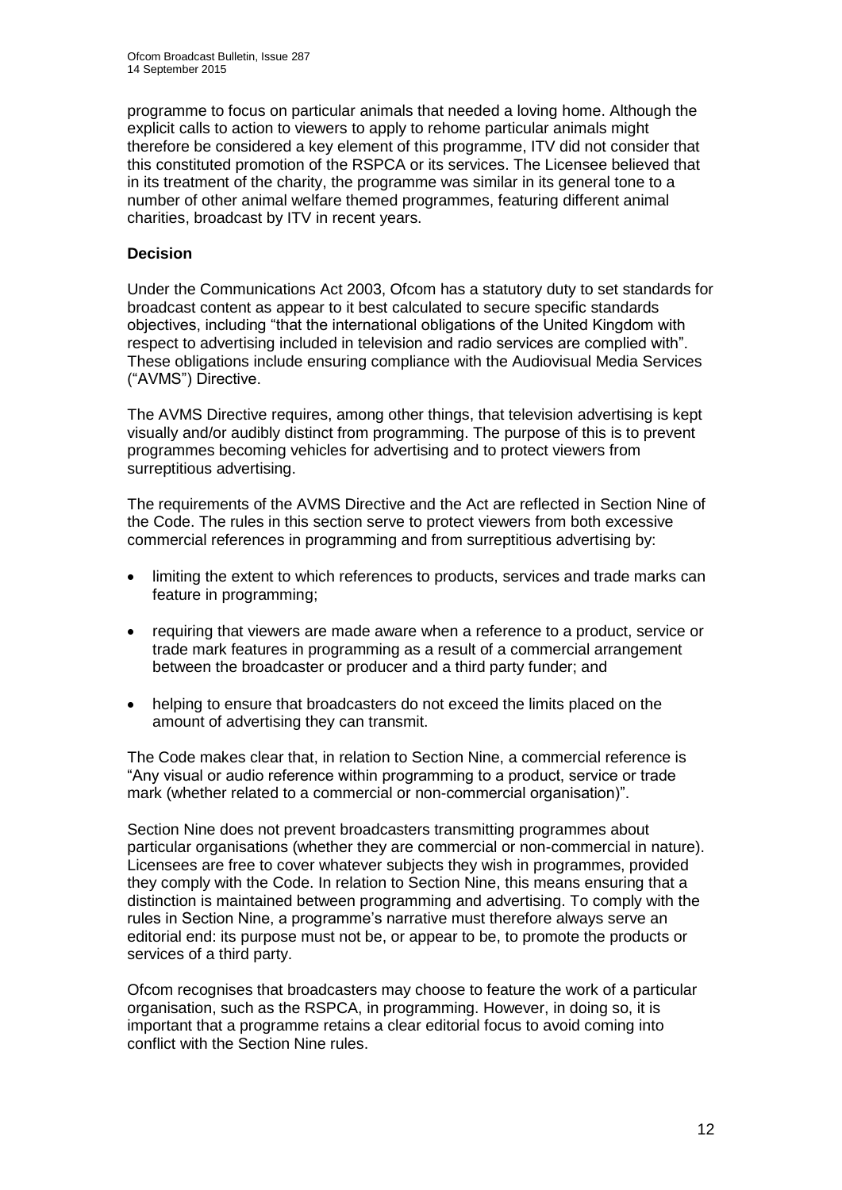programme to focus on particular animals that needed a loving home. Although the explicit calls to action to viewers to apply to rehome particular animals might therefore be considered a key element of this programme, ITV did not consider that this constituted promotion of the RSPCA or its services. The Licensee believed that in its treatment of the charity, the programme was similar in its general tone to a number of other animal welfare themed programmes, featuring different animal charities, broadcast by ITV in recent years.

**Decision**

Under the Communications Act 2003, Ofcom has a statutory duty to set standards for broadcast content as appear to it best calculated to secure specific standards objectives, including "that the international obligations of the United Kingdom with respect to advertising included in television and radio services are complied with". These obligations include ensuring compliance with the Audiovisual Media Services ("AVMS") Directive.

The AVMS Directive requires, among other things, that television advertising is kept visually and/or audibly distinct from programming. The purpose of this is to prevent programmes becoming vehicles for advertising and to protect viewers from surreptitious advertising.

The requirements of the AVMS Directive and the Act are reflected in Section Nine of the Code. The rules in this section serve to protect viewers from both excessive commercial references in programming and from surreptitious advertising by:

- limiting the extent to which references to products, services and trade marks can feature in programming;
- requiring that viewers are made aware when a reference to a product, service or trade mark features in programming as a result of a commercial arrangement between the broadcaster or producer and a third party funder; and
- helping to ensure that broadcasters do not exceed the limits placed on the amount of advertising they can transmit.

The Code makes clear that, in relation to Section Nine, a commercial reference is "Any visual or audio reference within programming to a product, service or trade mark (whether related to a commercial or non-commercial organisation)".

Section Nine does not prevent broadcasters transmitting programmes about particular organisations (whether they are commercial or non-commercial in nature). Licensees are free to cover whatever subjects they wish in programmes, provided they comply with the Code. In relation to Section Nine, this means ensuring that a distinction is maintained between programming and advertising. To comply with the rules in Section Nine, a programme's narrative must therefore always serve an editorial end: its purpose must not be, or appear to be, to promote the products or services of a third party.

Ofcom recognises that broadcasters may choose to feature the work of a particular organisation, such as the RSPCA, in programming. However, in doing so, it is important that a programme retains a clear editorial focus to avoid coming into conflict with the Section Nine rules.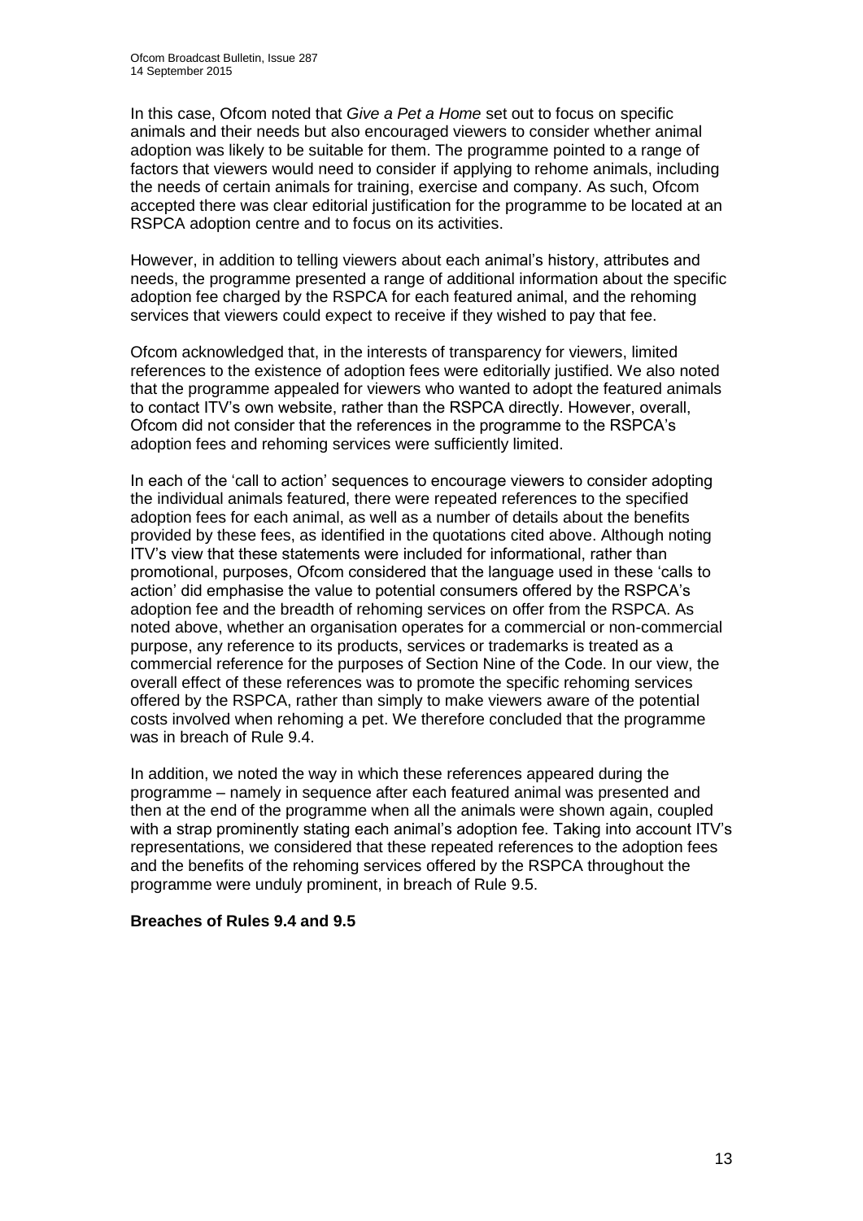In this case, Ofcom noted that *Give a Pet a Home* set out to focus on specific animals and their needs but also encouraged viewers to consider whether animal adoption was likely to be suitable for them. The programme pointed to a range of factors that viewers would need to consider if applying to rehome animals, including the needs of certain animals for training, exercise and company. As such, Ofcom accepted there was clear editorial justification for the programme to be located at an RSPCA adoption centre and to focus on its activities.

However, in addition to telling viewers about each animal's history, attributes and needs, the programme presented a range of additional information about the specific adoption fee charged by the RSPCA for each featured animal, and the rehoming services that viewers could expect to receive if they wished to pay that fee.

Ofcom acknowledged that, in the interests of transparency for viewers, limited references to the existence of adoption fees were editorially justified. We also noted that the programme appealed for viewers who wanted to adopt the featured animals to contact ITV's own website, rather than the RSPCA directly. However, overall, Ofcom did not consider that the references in the programme to the RSPCA's adoption fees and rehoming services were sufficiently limited.

In each of the 'call to action' sequences to encourage viewers to consider adopting the individual animals featured, there were repeated references to the specified adoption fees for each animal, as well as a number of details about the benefits provided by these fees, as identified in the quotations cited above. Although noting ITV's view that these statements were included for informational, rather than promotional, purposes, Ofcom considered that the language used in these 'calls to action' did emphasise the value to potential consumers offered by the RSPCA's adoption fee and the breadth of rehoming services on offer from the RSPCA. As noted above, whether an organisation operates for a commercial or non-commercial purpose, any reference to its products, services or trademarks is treated as a commercial reference for the purposes of Section Nine of the Code. In our view, the overall effect of these references was to promote the specific rehoming services offered by the RSPCA, rather than simply to make viewers aware of the potential costs involved when rehoming a pet. We therefore concluded that the programme was in breach of Rule 9.4.

In addition, we noted the way in which these references appeared during the programme – namely in sequence after each featured animal was presented and then at the end of the programme when all the animals were shown again, coupled with a strap prominently stating each animal's adoption fee. Taking into account ITV's representations, we considered that these repeated references to the adoption fees and the benefits of the rehoming services offered by the RSPCA throughout the programme were unduly prominent, in breach of Rule 9.5.

**Breaches of Rules 9.4 and 9.5**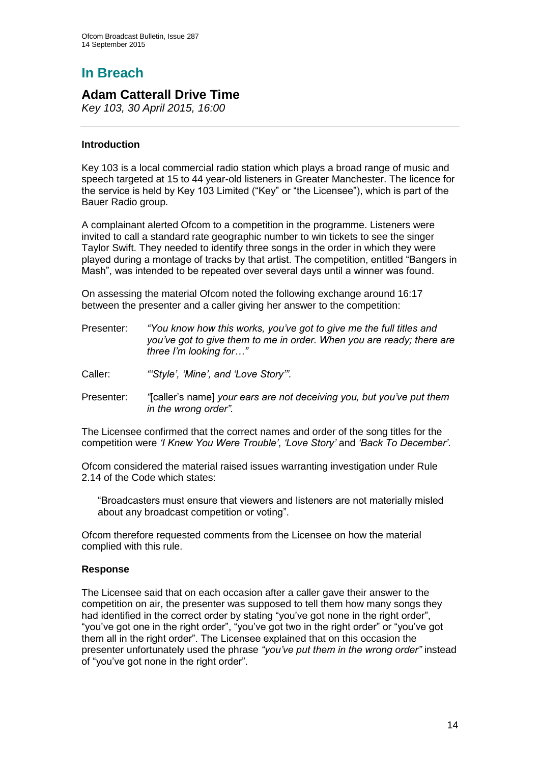# In Breach

## Adam Catterall Drive Time

*Key 103, 30 April 2015, 16:00*

---

### Introduction

Key 103 is a local commercial radio station which plays a broad range of music and speech targeted at 15 to 44 year-old listeners in Greater Manchester. The licence for the service is held by Key 103 Limited ("Key" or "the Licensee"), which is part of the Bauer Radio group.

A complainant alerted Ofcom to a competition in the programme. Listeners were invited to call a standard rate geographic number to win tickets to see the singer Taylor Swift. They needed to identify three songs in the order in which they were played during a montage of tracks by that artist. The competition, entitled "Bangers in Mash", was intended to be repeated over several days until a winner was found.

On assessing the material Ofcom noted the following exchange around 16:17 between the presenter and a caller giving her answer to the competition:

Presenter: *"You know how this works, you've got to give me the full titles and you've got to give them to me in order. When you are ready; there are three I'm looking for…"*

Caller: *"'Style', 'Mine', and 'Love Story'".*

Presenter: *"*[caller's name] *your ears are not deceiving you, but you've put them in the wrong order".*

The Licensee confirmed that the correct names and order of the song titles for the competition were *'I Knew You Were Trouble'*, *'Love Story'* and *'Back To December'*.

Ofcom considered the material raised issues warranting investigation under Rule 2.14 of the Code which states:

> "Broadcasters must ensure that viewers and listeners are not materially misled about any broadcast competition or voting".

Ofcom therefore requested comments from the Licensee on how the material complied with this rule.

### Response

The Licensee said that on each occasion after a caller gave their answer to the competition on air, the presenter was supposed to tell them how many songs they had identified in the correct order by stating "you've got none in the right order", "you've got one in the right order", "you've got two in the right order" or "you've got them all in the right order". The Licensee explained that on this occasion the presenter unfortunately used the phrase *"you've put them in the wrong order"* instead of "you've got none in the right order".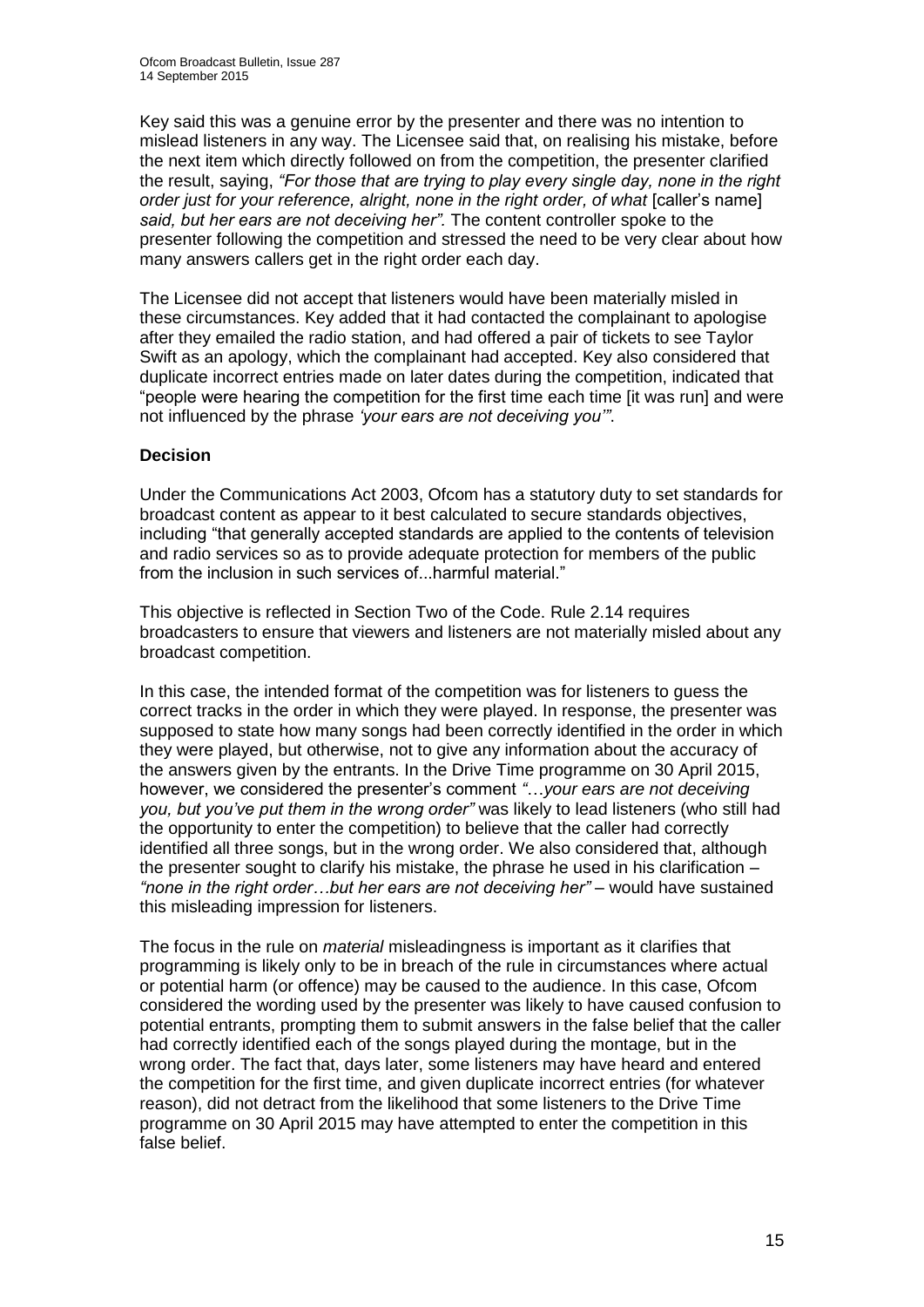Key said this was a genuine error by the presenter and there was no intention to mislead listeners in any way. The Licensee said that, on realising his mistake, before the next item which directly followed on from the competition, the presenter clarified the result, saying, *"For those that are trying to play every single day, none in the right order just for your reference, alright, none in the right order, of what* [caller's name] *said, but her ears are not deceiving her".* The content controller spoke to the presenter following the competition and stressed the need to be very clear about how many answers callers get in the right order each day.

The Licensee did not accept that listeners would have been materially misled in these circumstances. Key added that it had contacted the complainant to apologise after they emailed the radio station, and had offered a pair of tickets to see Taylor Swift as an apology, which the complainant had accepted. Key also considered that duplicate incorrect entries made on later dates during the competition, indicated that "people were hearing the competition for the first time each time [it was run] and were not influenced by the phrase *'your ears are not deceiving you'"*.

**Decision**

Under the Communications Act 2003, Ofcom has a statutory duty to set standards for broadcast content as appear to it best calculated to secure standards objectives, including "that generally accepted standards are applied to the contents of television and radio services so as to provide adequate protection for members of the public from the inclusion in such services of...harmful material."

This objective is reflected in Section Two of the Code. Rule 2.14 requires broadcasters to ensure that viewers and listeners are not materially misled about any broadcast competition.

In this case, the intended format of the competition was for listeners to guess the correct tracks in the order in which they were played. In response, the presenter was supposed to state how many songs had been correctly identified in the order in which they were played, but otherwise, not to give any information about the accuracy of the answers given by the entrants. In the Drive Time programme on 30 April 2015, however, we considered the presenter's comment *"…your ears are not deceiving you, but you've put them in the wrong order"* was likely to lead listeners (who still had the opportunity to enter the competition) to believe that the caller had correctly identified all three songs, but in the wrong order. We also considered that, although the presenter sought to clarify his mistake, the phrase he used in his clarification – *"none in the right order…but her ears are not deceiving her"* – would have sustained this misleading impression for listeners.

The focus in the rule on *material* misleadingness is important as it clarifies that programming is likely only to be in breach of the rule in circumstances where actual or potential harm (or offence) may be caused to the audience. In this case, Ofcom considered the wording used by the presenter was likely to have caused confusion to potential entrants, prompting them to submit answers in the false belief that the caller had correctly identified each of the songs played during the montage, but in the wrong order. The fact that, days later, some listeners may have heard and entered the competition for the first time, and given duplicate incorrect entries (for whatever reason), did not detract from the likelihood that some listeners to the Drive Time programme on 30 April 2015 may have attempted to enter the competition in this false belief.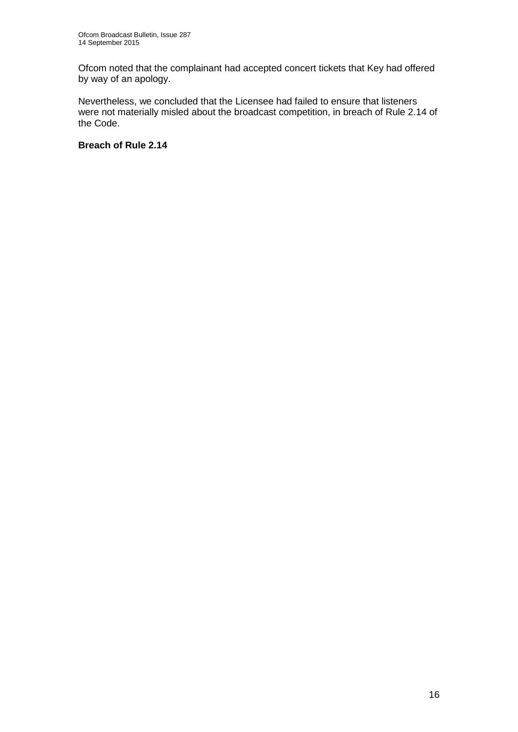Ofcom noted that the complainant had accepted concert tickets that Key had offered by way of an apology.

Nevertheless, we concluded that the Licensee had failed to ensure that listeners were not materially misled about the broadcast competition, in breach of Rule 2.14 of the Code.

**Breach of Rule 2.14**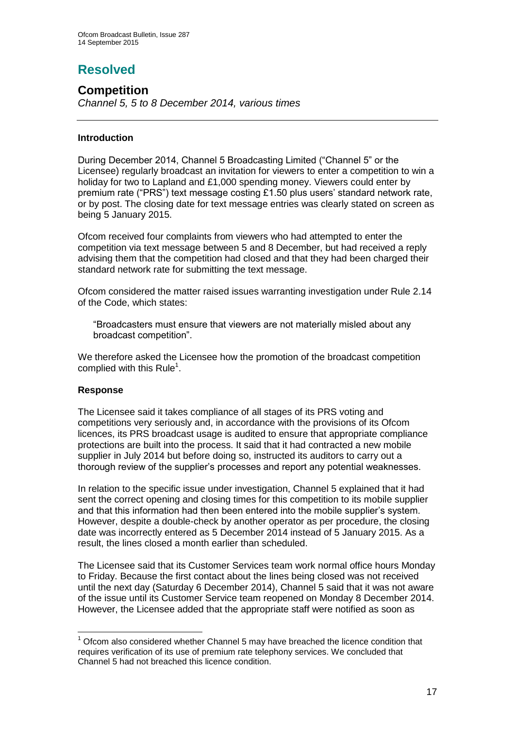# Resolved

## Competition

*Channel 5, 5 to 8 December 2014, various times*

---

### Introduction

During December 2014, Channel 5 Broadcasting Limited ("Channel 5" or the Licensee) regularly broadcast an invitation for viewers to enter a competition to win a holiday for two to Lapland and £1,000 spending money. Viewers could enter by premium rate ("PRS") text message costing £1.50 plus users' standard network rate, or by post. The closing date for text message entries was clearly stated on screen as being 5 January 2015.

Ofcom received four complaints from viewers who had attempted to enter the competition via text message between 5 and 8 December, but had received a reply advising them that the competition had closed and that they had been charged their standard network rate for submitting the text message.

Ofcom considered the matter raised issues warranting investigation under Rule 2.14 of the Code, which states:

> "Broadcasters must ensure that viewers are not materially misled about any broadcast competition".

We therefore asked the Licensee how the promotion of the broadcast competition complied with this Rule[1].

### Response

The Licensee said it takes compliance of all stages of its PRS voting and competitions very seriously and, in accordance with the provisions of its Ofcom licences, its PRS broadcast usage is audited to ensure that appropriate compliance protections are built into the process. It said that it had contracted a new mobile supplier in July 2014 but before doing so, instructed its auditors to carry out a thorough review of the supplier's processes and report any potential weaknesses.

In relation to the specific issue under investigation, Channel 5 explained that it had sent the correct opening and closing times for this competition to its mobile supplier and that this information had then been entered into the mobile supplier's system. However, despite a double-check by another operator as per procedure, the closing date was incorrectly entered as 5 December 2014 instead of 5 January 2015. As a result, the lines closed a month earlier than scheduled.

The Licensee said that its Customer Services team work normal office hours Monday to Friday. Because the first contact about the lines being closed was not received until the next day (Saturday 6 December 2014), Channel 5 said that it was not aware of the issue until its Customer Service team reopened on Monday 8 December 2014. However, the Licensee added that the appropriate staff were notified as soon as

---

[1] Ofcom also considered whether Channel 5 may have breached the licence condition that requires verification of its use of premium rate telephony services. We concluded that Channel 5 had not breached this licence condition.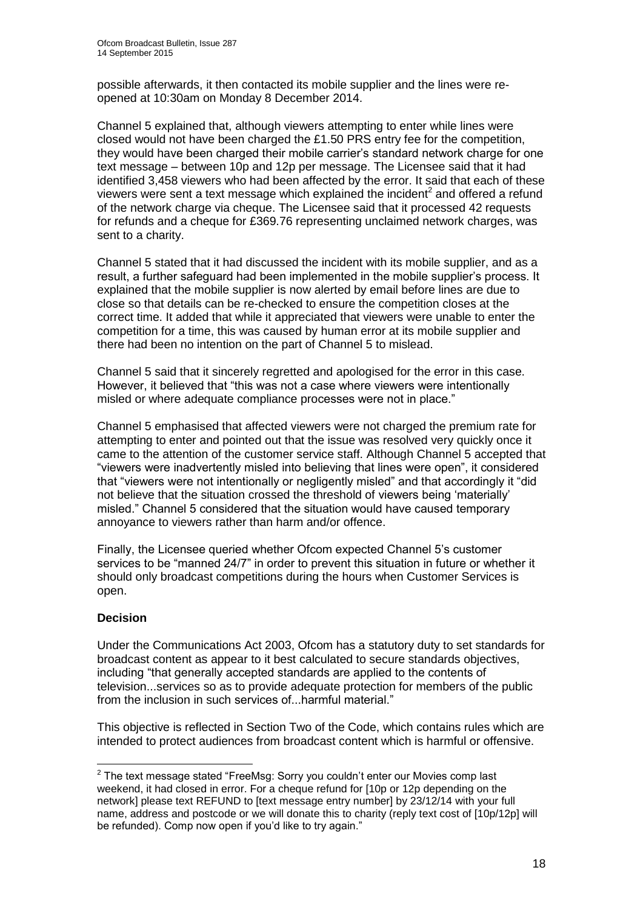possible afterwards, it then contacted its mobile supplier and the lines were re-opened at 10:30am on Monday 8 December 2014.

Channel 5 explained that, although viewers attempting to enter while lines were closed would not have been charged the £1.50 PRS entry fee for the competition, they would have been charged their mobile carrier's standard network charge for one text message – between 10p and 12p per message. The Licensee said that it had identified 3,458 viewers who had been affected by the error. It said that each of these viewers were sent a text message which explained the incident[2] and offered a refund of the network charge via cheque. The Licensee said that it processed 42 requests for refunds and a cheque for £369.76 representing unclaimed network charges, was sent to a charity.

Channel 5 stated that it had discussed the incident with its mobile supplier, and as a result, a further safeguard had been implemented in the mobile supplier's process. It explained that the mobile supplier is now alerted by email before lines are due to close so that details can be re-checked to ensure the competition closes at the correct time. It added that while it appreciated that viewers were unable to enter the competition for a time, this was caused by human error at its mobile supplier and there had been no intention on the part of Channel 5 to mislead.

Channel 5 said that it sincerely regretted and apologised for the error in this case. However, it believed that "this was not a case where viewers were intentionally misled or where adequate compliance processes were not in place."

Channel 5 emphasised that affected viewers were not charged the premium rate for attempting to enter and pointed out that the issue was resolved very quickly once it came to the attention of the customer service staff. Although Channel 5 accepted that "viewers were inadvertently misled into believing that lines were open", it considered that "viewers were not intentionally or negligently misled" and that accordingly it "did not believe that the situation crossed the threshold of viewers being 'materially' misled." Channel 5 considered that the situation would have caused temporary annoyance to viewers rather than harm and/or offence.

Finally, the Licensee queried whether Ofcom expected Channel 5's customer services to be "manned 24/7" in order to prevent this situation in future or whether it should only broadcast competitions during the hours when Customer Services is open.

**Decision**

Under the Communications Act 2003, Ofcom has a statutory duty to set standards for broadcast content as appear to it best calculated to secure standards objectives, including "that generally accepted standards are applied to the contents of television...services so as to provide adequate protection for members of the public from the inclusion in such services of...harmful material."

This objective is reflected in Section Two of the Code, which contains rules which are intended to protect audiences from broadcast content which is harmful or offensive.

---

[2] The text message stated "FreeMsg: Sorry you couldn't enter our Movies comp last weekend, it had closed in error. For a cheque refund for [10p or 12p depending on the network] please text REFUND to [text message entry number] by 23/12/14 with your full name, address and postcode or we will donate this to charity (reply text cost of [10p/12p] will be refunded). Comp now open if you'd like to try again."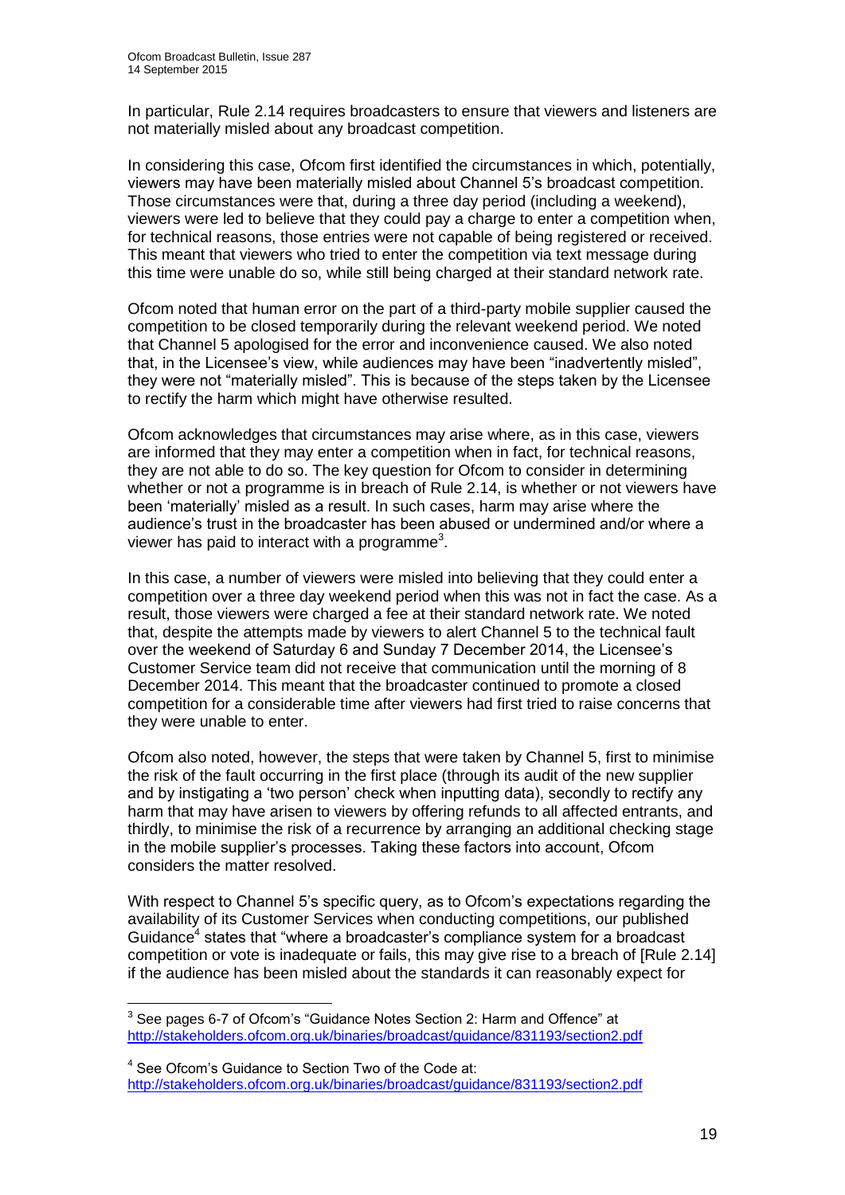In particular, Rule 2.14 requires broadcasters to ensure that viewers and listeners are not materially misled about any broadcast competition.

In considering this case, Ofcom first identified the circumstances in which, potentially, viewers may have been materially misled about Channel 5's broadcast competition. Those circumstances were that, during a three day period (including a weekend), viewers were led to believe that they could pay a charge to enter a competition when, for technical reasons, those entries were not capable of being registered or received. This meant that viewers who tried to enter the competition via text message during this time were unable do so, while still being charged at their standard network rate.

Ofcom noted that human error on the part of a third-party mobile supplier caused the competition to be closed temporarily during the relevant weekend period. We noted that Channel 5 apologised for the error and inconvenience caused. We also noted that, in the Licensee's view, while audiences may have been "inadvertently misled", they were not "materially misled". This is because of the steps taken by the Licensee to rectify the harm which might have otherwise resulted.

Ofcom acknowledges that circumstances may arise where, as in this case, viewers are informed that they may enter a competition when in fact, for technical reasons, they are not able to do so. The key question for Ofcom to consider in determining whether or not a programme is in breach of Rule 2.14, is whether or not viewers have been 'materially' misled as a result. In such cases, harm may arise where the audience's trust in the broadcaster has been abused or undermined and/or where a viewer has paid to interact with a programme[3].

In this case, a number of viewers were misled into believing that they could enter a competition over a three day weekend period when this was not in fact the case. As a result, those viewers were charged a fee at their standard network rate. We noted that, despite the attempts made by viewers to alert Channel 5 to the technical fault over the weekend of Saturday 6 and Sunday 7 December 2014, the Licensee's Customer Service team did not receive that communication until the morning of 8 December 2014. This meant that the broadcaster continued to promote a closed competition for a considerable time after viewers had first tried to raise concerns that they were unable to enter.

Ofcom also noted, however, the steps that were taken by Channel 5, first to minimise the risk of the fault occurring in the first place (through its audit of the new supplier and by instigating a 'two person' check when inputting data), secondly to rectify any harm that may have arisen to viewers by offering refunds to all affected entrants, and thirdly, to minimise the risk of a recurrence by arranging an additional checking stage in the mobile supplier's processes. Taking these factors into account, Ofcom considers the matter resolved.

With respect to Channel 5's specific query, as to Ofcom's expectations regarding the availability of its Customer Services when conducting competitions, our published Guidance[4] states that "where a broadcaster's compliance system for a broadcast competition or vote is inadequate or fails, this may give rise to a breach of [Rule 2.14] if the audience has been misled about the standards it can reasonably expect for

---

[3] See pages 6-7 of Ofcom's "Guidance Notes Section 2: Harm and Offence" at http://stakeholders.ofcom.org.uk/binaries/broadcast/guidance/831193/section2.pdf

[4] See Ofcom's Guidance to Section Two of the Code at: http://stakeholders.ofcom.org.uk/binaries/broadcast/guidance/831193/section2.pdf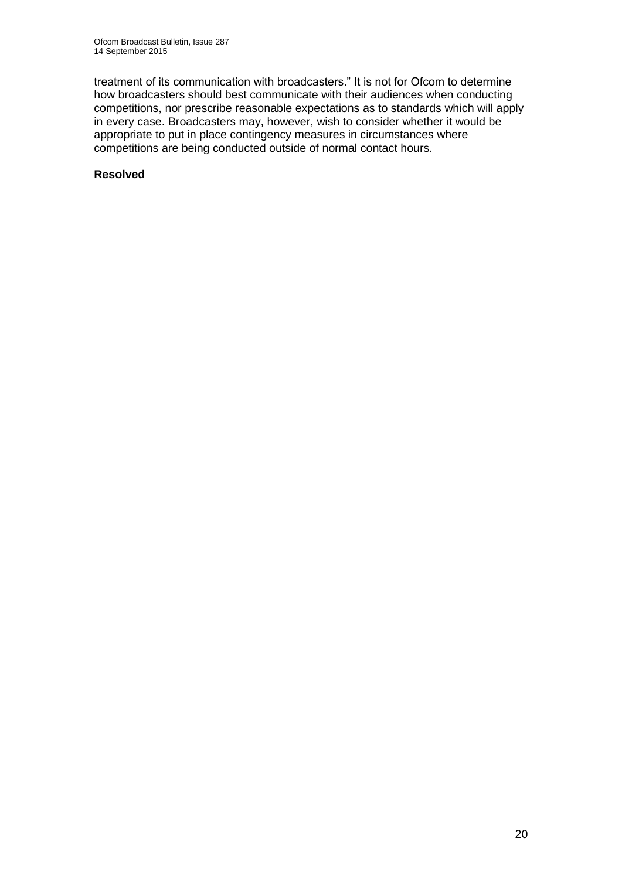treatment of its communication with broadcasters." It is not for Ofcom to determine how broadcasters should best communicate with their audiences when conducting competitions, nor prescribe reasonable expectations as to standards which will apply in every case. Broadcasters may, however, wish to consider whether it would be appropriate to put in place contingency measures in circumstances where competitions are being conducted outside of normal contact hours.

**Resolved**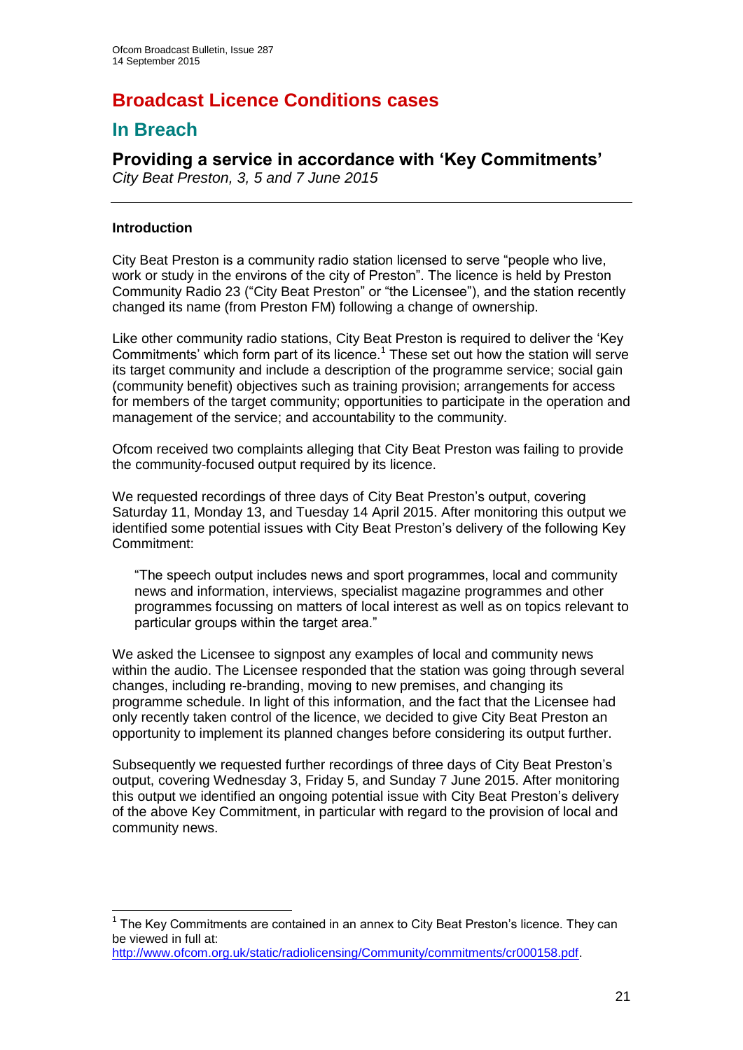# Broadcast Licence Conditions cases

## In Breach

### Providing a service in accordance with 'Key Commitments'

*City Beat Preston, 3, 5 and 7 June 2015*

---

#### Introduction

City Beat Preston is a community radio station licensed to serve "people who live, work or study in the environs of the city of Preston". The licence is held by Preston Community Radio 23 ("City Beat Preston" or "the Licensee"), and the station recently changed its name (from Preston FM) following a change of ownership.

Like other community radio stations, City Beat Preston is required to deliver the 'Key Commitments' which form part of its licence.[1] These set out how the station will serve its target community and include a description of the programme service; social gain (community benefit) objectives such as training provision; arrangements for access for members of the target community; opportunities to participate in the operation and management of the service; and accountability to the community.

Ofcom received two complaints alleging that City Beat Preston was failing to provide the community-focused output required by its licence.

We requested recordings of three days of City Beat Preston's output, covering Saturday 11, Monday 13, and Tuesday 14 April 2015. After monitoring this output we identified some potential issues with City Beat Preston's delivery of the following Key Commitment:

> "The speech output includes news and sport programmes, local and community news and information, interviews, specialist magazine programmes and other programmes focussing on matters of local interest as well as on topics relevant to particular groups within the target area."

We asked the Licensee to signpost any examples of local and community news within the audio. The Licensee responded that the station was going through several changes, including re-branding, moving to new premises, and changing its programme schedule. In light of this information, and the fact that the Licensee had only recently taken control of the licence, we decided to give City Beat Preston an opportunity to implement its planned changes before considering its output further.

Subsequently we requested further recordings of three days of City Beat Preston's output, covering Wednesday 3, Friday 5, and Sunday 7 June 2015. After monitoring this output we identified an ongoing potential issue with City Beat Preston's delivery of the above Key Commitment, in particular with regard to the provision of local and community news.

---

[1] The Key Commitments are contained in an annex to City Beat Preston's licence. They can be viewed in full at: http://www.ofcom.org.uk/static/radiolicensing/Community/commitments/cr000158.pdf.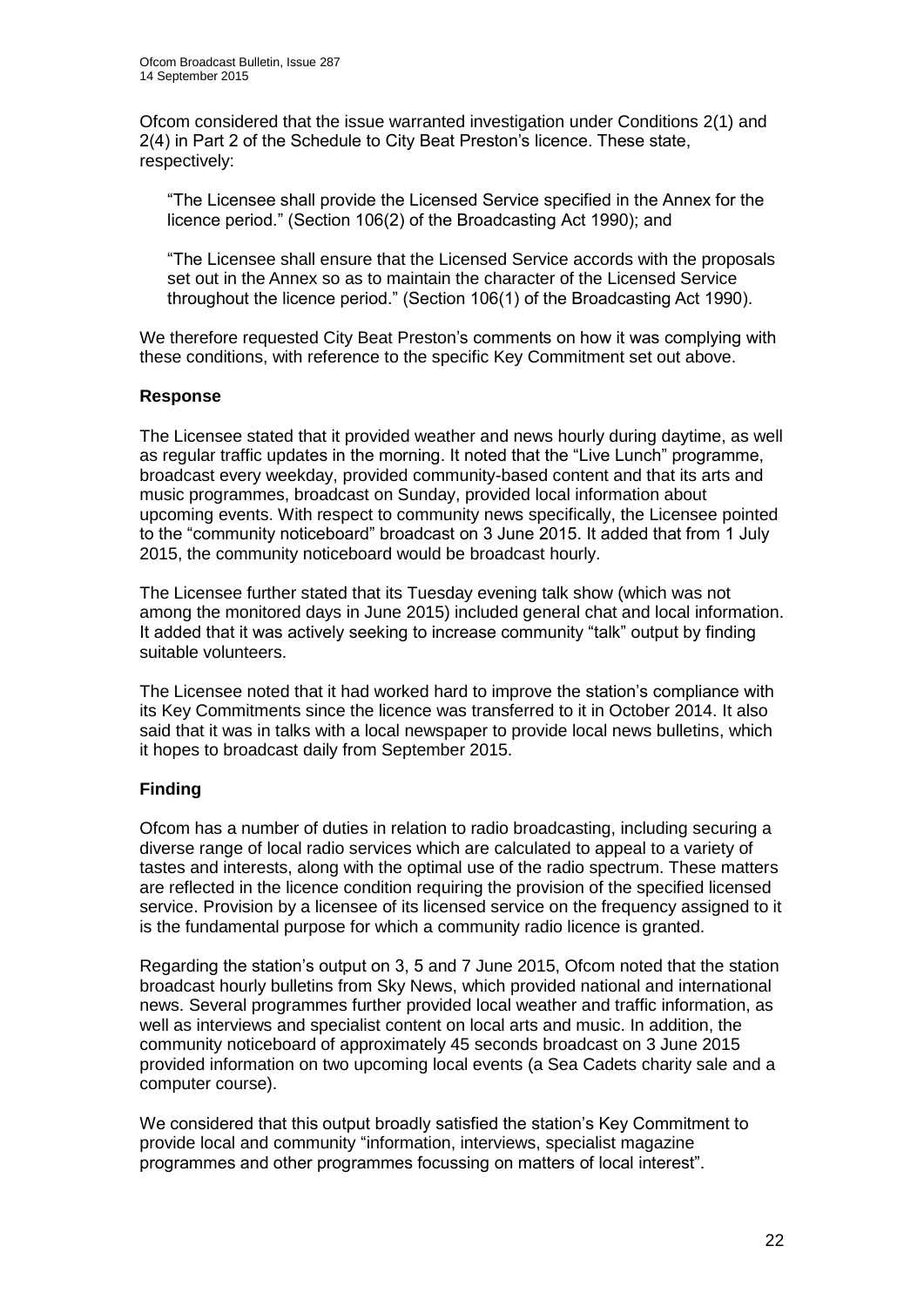Ofcom considered that the issue warranted investigation under Conditions 2(1) and 2(4) in Part 2 of the Schedule to City Beat Preston's licence. These state, respectively:

> "The Licensee shall provide the Licensed Service specified in the Annex for the licence period." (Section 106(2) of the Broadcasting Act 1990); and
>
> "The Licensee shall ensure that the Licensed Service accords with the proposals set out in the Annex so as to maintain the character of the Licensed Service throughout the licence period." (Section 106(1) of the Broadcasting Act 1990).

We therefore requested City Beat Preston's comments on how it was complying with these conditions, with reference to the specific Key Commitment set out above.

### Response

The Licensee stated that it provided weather and news hourly during daytime, as well as regular traffic updates in the morning. It noted that the "Live Lunch" programme, broadcast every weekday, provided community-based content and that its arts and music programmes, broadcast on Sunday, provided local information about upcoming events. With respect to community news specifically, the Licensee pointed to the "community noticeboard" broadcast on 3 June 2015. It added that from 1 July 2015, the community noticeboard would be broadcast hourly.

The Licensee further stated that its Tuesday evening talk show (which was not among the monitored days in June 2015) included general chat and local information. It added that it was actively seeking to increase community "talk" output by finding suitable volunteers.

The Licensee noted that it had worked hard to improve the station's compliance with its Key Commitments since the licence was transferred to it in October 2014. It also said that it was in talks with a local newspaper to provide local news bulletins, which it hopes to broadcast daily from September 2015.

### Finding

Ofcom has a number of duties in relation to radio broadcasting, including securing a diverse range of local radio services which are calculated to appeal to a variety of tastes and interests, along with the optimal use of the radio spectrum. These matters are reflected in the licence condition requiring the provision of the specified licensed service. Provision by a licensee of its licensed service on the frequency assigned to it is the fundamental purpose for which a community radio licence is granted.

Regarding the station's output on 3, 5 and 7 June 2015, Ofcom noted that the station broadcast hourly bulletins from Sky News, which provided national and international news. Several programmes further provided local weather and traffic information, as well as interviews and specialist content on local arts and music. In addition, the community noticeboard of approximately 45 seconds broadcast on 3 June 2015 provided information on two upcoming local events (a Sea Cadets charity sale and a computer course).

We considered that this output broadly satisfied the station's Key Commitment to provide local and community "information, interviews, specialist magazine programmes and other programmes focussing on matters of local interest".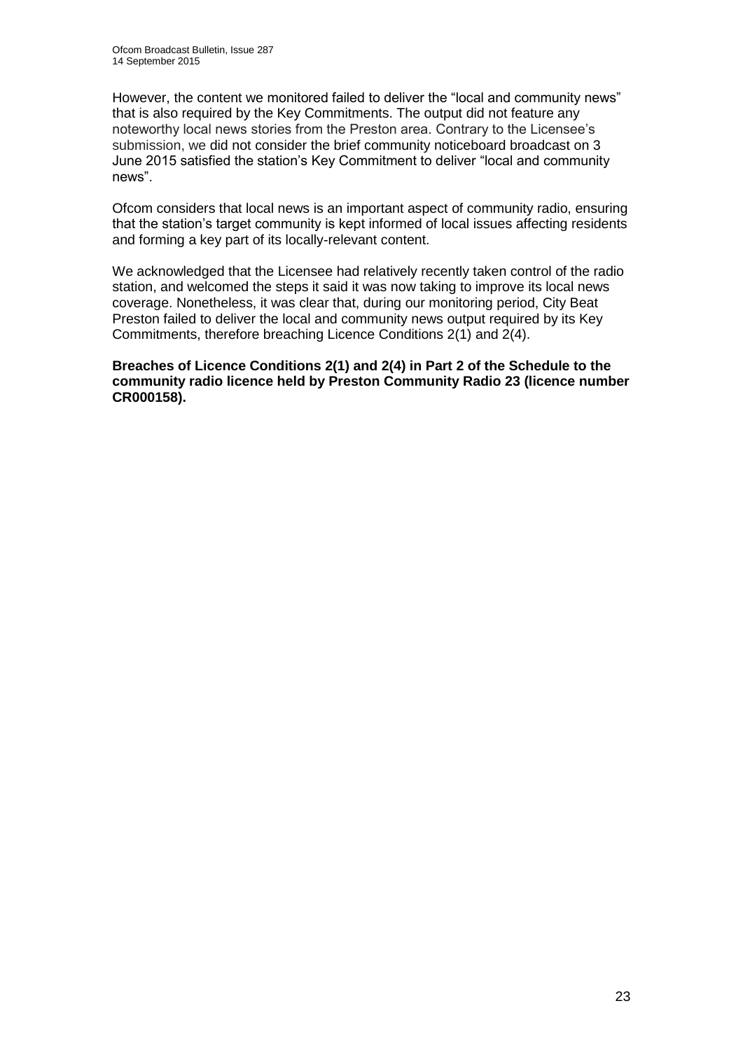However, the content we monitored failed to deliver the "local and community news" that is also required by the Key Commitments. The output did not feature any noteworthy local news stories from the Preston area. Contrary to the Licensee's submission, we did not consider the brief community noticeboard broadcast on 3 June 2015 satisfied the station's Key Commitment to deliver "local and community news".

Ofcom considers that local news is an important aspect of community radio, ensuring that the station's target community is kept informed of local issues affecting residents and forming a key part of its locally-relevant content.

We acknowledged that the Licensee had relatively recently taken control of the radio station, and welcomed the steps it said it was now taking to improve its local news coverage. Nonetheless, it was clear that, during our monitoring period, City Beat Preston failed to deliver the local and community news output required by its Key Commitments, therefore breaching Licence Conditions 2(1) and 2(4).

**Breaches of Licence Conditions 2(1) and 2(4) in Part 2 of the Schedule to the community radio licence held by Preston Community Radio 23 (licence number CR000158).**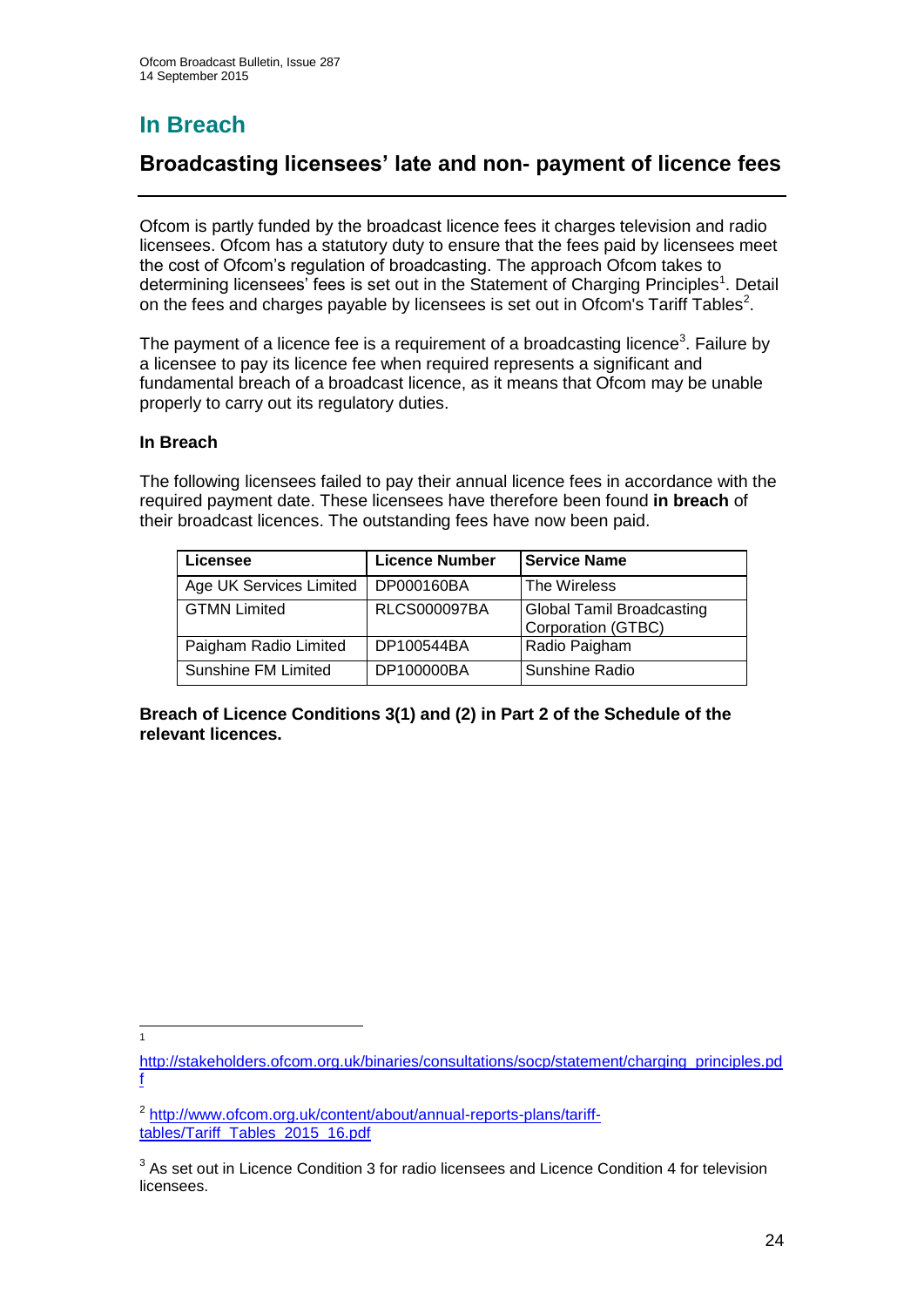# In Breach

## Broadcasting licensees' late and non- payment of licence fees

Ofcom is partly funded by the broadcast licence fees it charges television and radio licensees. Ofcom has a statutory duty to ensure that the fees paid by licensees meet the cost of Ofcom's regulation of broadcasting. The approach Ofcom takes to determining licensees' fees is set out in the Statement of Charging Principles[1]. Detail on the fees and charges payable by licensees is set out in Ofcom's Tariff Tables[2].

The payment of a licence fee is a requirement of a broadcasting licence[3]. Failure by a licensee to pay its licence fee when required represents a significant and fundamental breach of a broadcast licence, as it means that Ofcom may be unable properly to carry out its regulatory duties.

### In Breach

The following licensees failed to pay their annual licence fees in accordance with the required payment date. These licensees have therefore been found **in breach** of their broadcast licences. The outstanding fees have now been paid.

| Licensee | Licence Number | Service Name |
|---|---|---|
| Age UK Services Limited | DP000160BA | The Wireless |
| GTMN Limited | RLCS000097BA | Global Tamil Broadcasting Corporation (GTBC) |
| Paigham Radio Limited | DP100544BA | Radio Paigham |
| Sunshine FM Limited | DP100000BA | Sunshine Radio |

**Breach of Licence Conditions 3(1) and (2) in Part 2 of the Schedule of the relevant licences.**

---

[1] http://stakeholders.ofcom.org.uk/binaries/consultations/socp/statement/charging_principles.pdf

[2] http://www.ofcom.org.uk/content/about/annual-reports-plans/tariff-tables/Tariff_Tables_2015_16.pdf

[3] As set out in Licence Condition 3 for radio licensees and Licence Condition 4 for television licensees.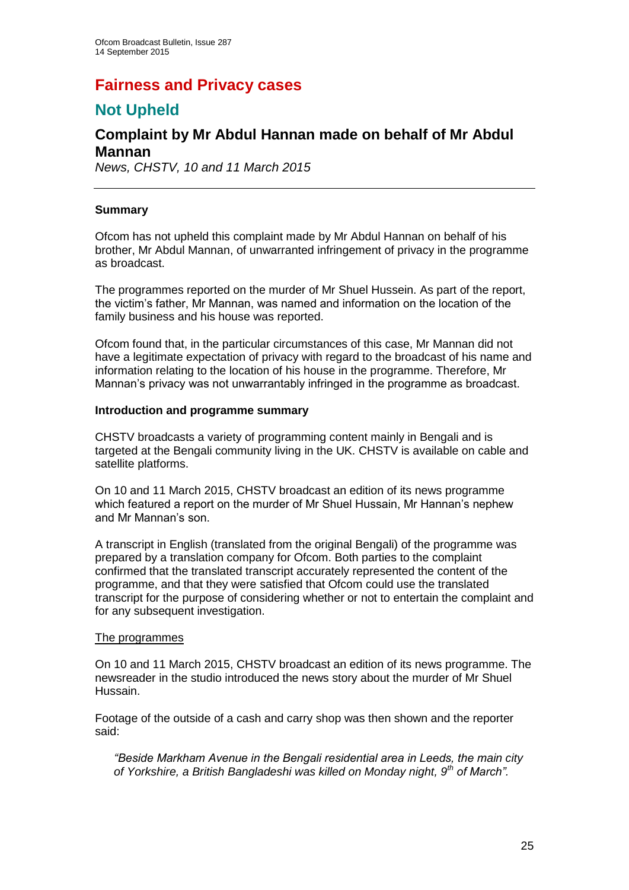# Fairness and Privacy cases

## Not Upheld

### Complaint by Mr Abdul Hannan made on behalf of Mr Abdul Mannan

*News, CHSTV, 10 and 11 March 2015*

---

**Summary**

Ofcom has not upheld this complaint made by Mr Abdul Hannan on behalf of his brother, Mr Abdul Mannan, of unwarranted infringement of privacy in the programme as broadcast.

The programmes reported on the murder of Mr Shuel Hussein. As part of the report, the victim's father, Mr Mannan, was named and information on the location of the family business and his house was reported.

Ofcom found that, in the particular circumstances of this case, Mr Mannan did not have a legitimate expectation of privacy with regard to the broadcast of his name and information relating to the location of his house in the programme. Therefore, Mr Mannan's privacy was not unwarrantably infringed in the programme as broadcast.

**Introduction and programme summary**

CHSTV broadcasts a variety of programming content mainly in Bengali and is targeted at the Bengali community living in the UK. CHSTV is available on cable and satellite platforms.

On 10 and 11 March 2015, CHSTV broadcast an edition of its news programme which featured a report on the murder of Mr Shuel Hussain, Mr Hannan's nephew and Mr Mannan's son.

A transcript in English (translated from the original Bengali) of the programme was prepared by a translation company for Ofcom. Both parties to the complaint confirmed that the translated transcript accurately represented the content of the programme, and that they were satisfied that Ofcom could use the translated transcript for the purpose of considering whether or not to entertain the complaint and for any subsequent investigation.

<u>The programmes</u>

On 10 and 11 March 2015, CHSTV broadcast an edition of its news programme. The newsreader in the studio introduced the news story about the murder of Mr Shuel Hussain.

Footage of the outside of a cash and carry shop was then shown and the reporter said:

> *"Beside Markham Avenue in the Bengali residential area in Leeds, the main city of Yorkshire, a British Bangladeshi was killed on Monday night, 9th of March".*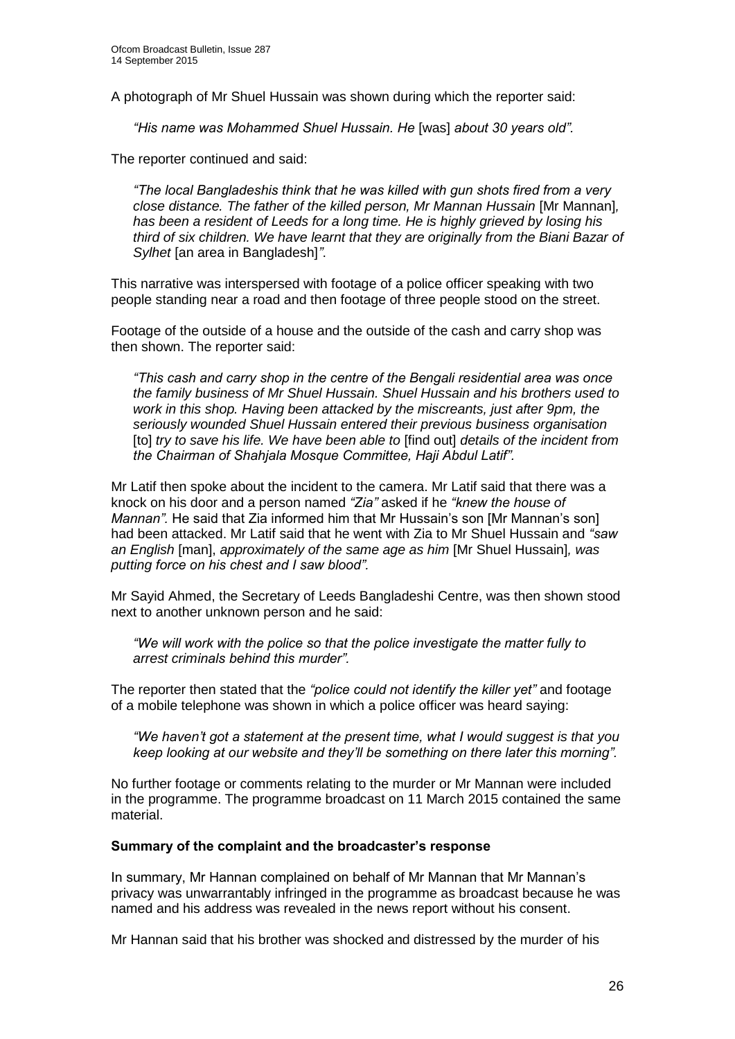A photograph of Mr Shuel Hussain was shown during which the reporter said:

> *"His name was Mohammed Shuel Hussain. He* [was] *about 30 years old".*

The reporter continued and said:

> *"The local Bangladeshis think that he was killed with gun shots fired from a very close distance. The father of the killed person, Mr Mannan Hussain* [Mr Mannan]*, has been a resident of Leeds for a long time. He is highly grieved by losing his third of six children. We have learnt that they are originally from the Biani Bazar of Sylhet* [an area in Bangladesh]*".*

This narrative was interspersed with footage of a police officer speaking with two people standing near a road and then footage of three people stood on the street.

Footage of the outside of a house and the outside of the cash and carry shop was then shown. The reporter said:

> *"This cash and carry shop in the centre of the Bengali residential area was once the family business of Mr Shuel Hussain. Shuel Hussain and his brothers used to work in this shop. Having been attacked by the miscreants, just after 9pm, the seriously wounded Shuel Hussain entered their previous business organisation* [to] *try to save his life. We have been able to* [find out] *details of the incident from the Chairman of Shahjala Mosque Committee, Haji Abdul Latif".*

Mr Latif then spoke about the incident to the camera. Mr Latif said that there was a knock on his door and a person named *"Zia"* asked if he *"knew the house of Mannan".* He said that Zia informed him that Mr Hussain's son [Mr Mannan's son] had been attacked. Mr Latif said that he went with Zia to Mr Shuel Hussain and *"saw an English* [man]*, approximately of the same age as him* [Mr Shuel Hussain]*, was putting force on his chest and I saw blood".*

Mr Sayid Ahmed, the Secretary of Leeds Bangladeshi Centre, was then shown stood next to another unknown person and he said:

> *"We will work with the police so that the police investigate the matter fully to arrest criminals behind this murder".*

The reporter then stated that the *"police could not identify the killer yet"* and footage of a mobile telephone was shown in which a police officer was heard saying:

> *"We haven't got a statement at the present time, what I would suggest is that you keep looking at our website and they'll be something on there later this morning".*

No further footage or comments relating to the murder or Mr Mannan were included in the programme. The programme broadcast on 11 March 2015 contained the same material.

#### Summary of the complaint and the broadcaster's response

In summary, Mr Hannan complained on behalf of Mr Mannan that Mr Mannan's privacy was unwarrantably infringed in the programme as broadcast because he was named and his address was revealed in the news report without his consent.

Mr Hannan said that his brother was shocked and distressed by the murder of his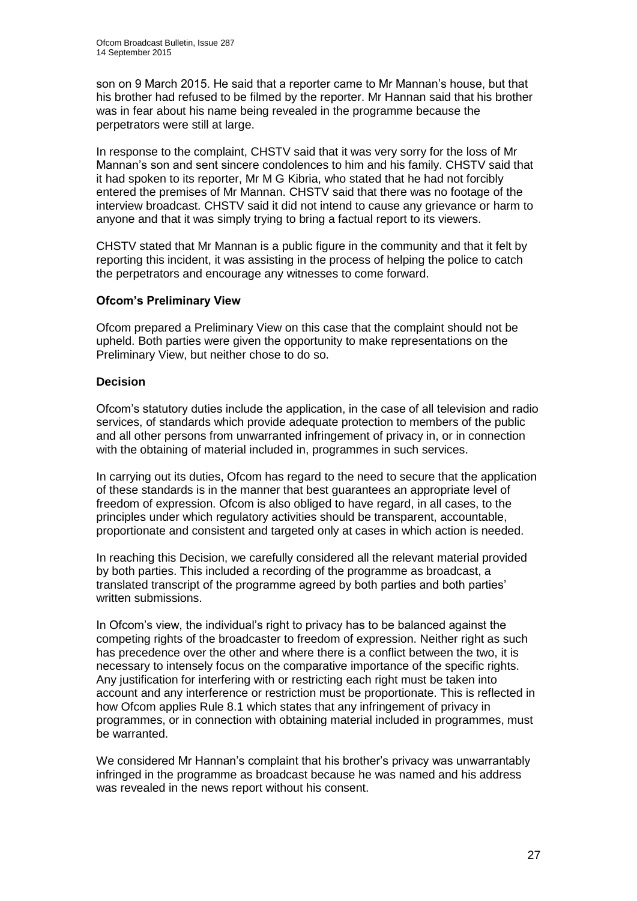son on 9 March 2015. He said that a reporter came to Mr Mannan's house, but that his brother had refused to be filmed by the reporter. Mr Hannan said that his brother was in fear about his name being revealed in the programme because the perpetrators were still at large.

In response to the complaint, CHSTV said that it was very sorry for the loss of Mr Mannan's son and sent sincere condolences to him and his family. CHSTV said that it had spoken to its reporter, Mr M G Kibria, who stated that he had not forcibly entered the premises of Mr Mannan. CHSTV said that there was no footage of the interview broadcast. CHSTV said it did not intend to cause any grievance or harm to anyone and that it was simply trying to bring a factual report to its viewers.

CHSTV stated that Mr Mannan is a public figure in the community and that it felt by reporting this incident, it was assisting in the process of helping the police to catch the perpetrators and encourage any witnesses to come forward.

**Ofcom's Preliminary View**

Ofcom prepared a Preliminary View on this case that the complaint should not be upheld. Both parties were given the opportunity to make representations on the Preliminary View, but neither chose to do so.

**Decision**

Ofcom's statutory duties include the application, in the case of all television and radio services, of standards which provide adequate protection to members of the public and all other persons from unwarranted infringement of privacy in, or in connection with the obtaining of material included in, programmes in such services.

In carrying out its duties, Ofcom has regard to the need to secure that the application of these standards is in the manner that best guarantees an appropriate level of freedom of expression. Ofcom is also obliged to have regard, in all cases, to the principles under which regulatory activities should be transparent, accountable, proportionate and consistent and targeted only at cases in which action is needed.

In reaching this Decision, we carefully considered all the relevant material provided by both parties. This included a recording of the programme as broadcast, a translated transcript of the programme agreed by both parties and both parties' written submissions.

In Ofcom's view, the individual's right to privacy has to be balanced against the competing rights of the broadcaster to freedom of expression. Neither right as such has precedence over the other and where there is a conflict between the two, it is necessary to intensely focus on the comparative importance of the specific rights. Any justification for interfering with or restricting each right must be taken into account and any interference or restriction must be proportionate. This is reflected in how Ofcom applies Rule 8.1 which states that any infringement of privacy in programmes, or in connection with obtaining material included in programmes, must be warranted.

We considered Mr Hannan's complaint that his brother's privacy was unwarrantably infringed in the programme as broadcast because he was named and his address was revealed in the news report without his consent.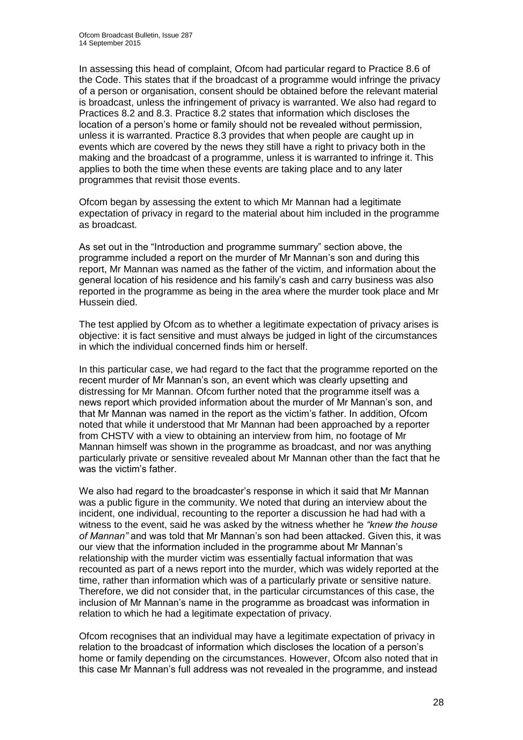In assessing this head of complaint, Ofcom had particular regard to Practice 8.6 of the Code. This states that if the broadcast of a programme would infringe the privacy of a person or organisation, consent should be obtained before the relevant material is broadcast, unless the infringement of privacy is warranted. We also had regard to Practices 8.2 and 8.3. Practice 8.2 states that information which discloses the location of a person's home or family should not be revealed without permission, unless it is warranted. Practice 8.3 provides that when people are caught up in events which are covered by the news they still have a right to privacy both in the making and the broadcast of a programme, unless it is warranted to infringe it. This applies to both the time when these events are taking place and to any later programmes that revisit those events.

Ofcom began by assessing the extent to which Mr Mannan had a legitimate expectation of privacy in regard to the material about him included in the programme as broadcast.

As set out in the "Introduction and programme summary" section above, the programme included a report on the murder of Mr Mannan's son and during this report, Mr Mannan was named as the father of the victim, and information about the general location of his residence and his family's cash and carry business was also reported in the programme as being in the area where the murder took place and Mr Hussein died.

The test applied by Ofcom as to whether a legitimate expectation of privacy arises is objective: it is fact sensitive and must always be judged in light of the circumstances in which the individual concerned finds him or herself.

In this particular case, we had regard to the fact that the programme reported on the recent murder of Mr Mannan's son, an event which was clearly upsetting and distressing for Mr Mannan. Ofcom further noted that the programme itself was a news report which provided information about the murder of Mr Mannan's son, and that Mr Mannan was named in the report as the victim's father. In addition, Ofcom noted that while it understood that Mr Mannan had been approached by a reporter from CHSTV with a view to obtaining an interview from him, no footage of Mr Mannan himself was shown in the programme as broadcast, and nor was anything particularly private or sensitive revealed about Mr Mannan other than the fact that he was the victim's father.

We also had regard to the broadcaster's response in which it said that Mr Mannan was a public figure in the community. We noted that during an interview about the incident, one individual, recounting to the reporter a discussion he had had with a witness to the event, said he was asked by the witness whether he *"knew the house of Mannan"* and was told that Mr Mannan's son had been attacked. Given this, it was our view that the information included in the programme about Mr Mannan's relationship with the murder victim was essentially factual information that was recounted as part of a news report into the murder, which was widely reported at the time, rather than information which was of a particularly private or sensitive nature. Therefore, we did not consider that, in the particular circumstances of this case, the inclusion of Mr Mannan's name in the programme as broadcast was information in relation to which he had a legitimate expectation of privacy.

Ofcom recognises that an individual may have a legitimate expectation of privacy in relation to the broadcast of information which discloses the location of a person's home or family depending on the circumstances. However, Ofcom also noted that in this case Mr Mannan's full address was not revealed in the programme, and instead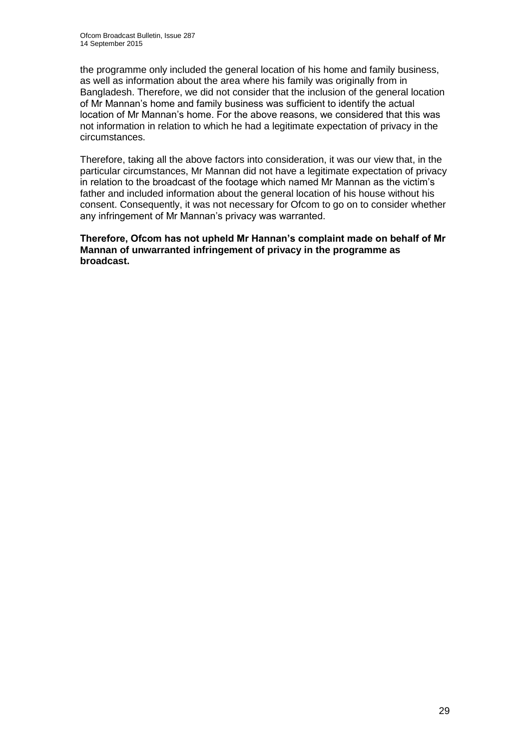the programme only included the general location of his home and family business, as well as information about the area where his family was originally from in Bangladesh. Therefore, we did not consider that the inclusion of the general location of Mr Mannan's home and family business was sufficient to identify the actual location of Mr Mannan's home. For the above reasons, we considered that this was not information in relation to which he had a legitimate expectation of privacy in the circumstances.

Therefore, taking all the above factors into consideration, it was our view that, in the particular circumstances, Mr Mannan did not have a legitimate expectation of privacy in relation to the broadcast of the footage which named Mr Mannan as the victim's father and included information about the general location of his house without his consent. Consequently, it was not necessary for Ofcom to go on to consider whether any infringement of Mr Mannan's privacy was warranted.

**Therefore, Ofcom has not upheld Mr Hannan's complaint made on behalf of Mr Mannan of unwarranted infringement of privacy in the programme as broadcast.**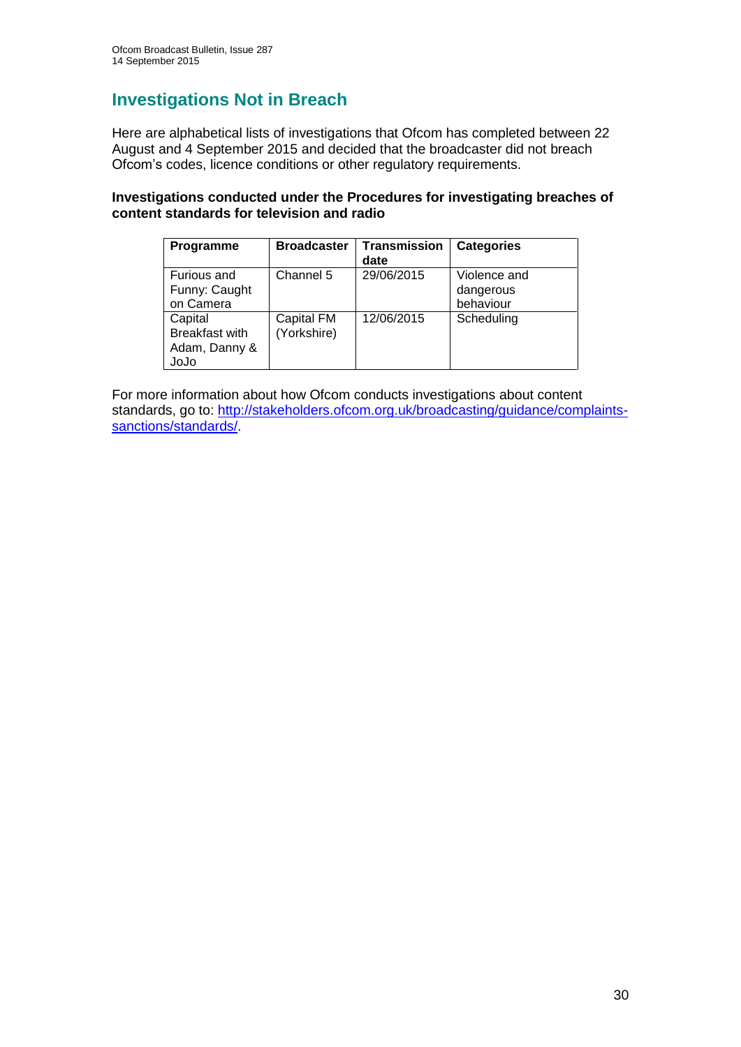# Investigations Not in Breach

Here are alphabetical lists of investigations that Ofcom has completed between 22 August and 4 September 2015 and decided that the broadcaster did not breach Ofcom's codes, licence conditions or other regulatory requirements.

**Investigations conducted under the Procedures for investigating breaches of content standards for television and radio**

| Programme | Broadcaster | Transmission date | Categories |
|---|---|---|---|
| Furious and Funny: Caught on Camera | Channel 5 | 29/06/2015 | Violence and dangerous behaviour |
| Capital Breakfast with Adam, Danny & JoJo | Capital FM (Yorkshire) | 12/06/2015 | Scheduling |

For more information about how Ofcom conducts investigations about content standards, go to: [http://stakeholders.ofcom.org.uk/broadcasting/guidance/complaints-sanctions/standards/](http://stakeholders.ofcom.org.uk/broadcasting/guidance/complaints-sanctions/standards/).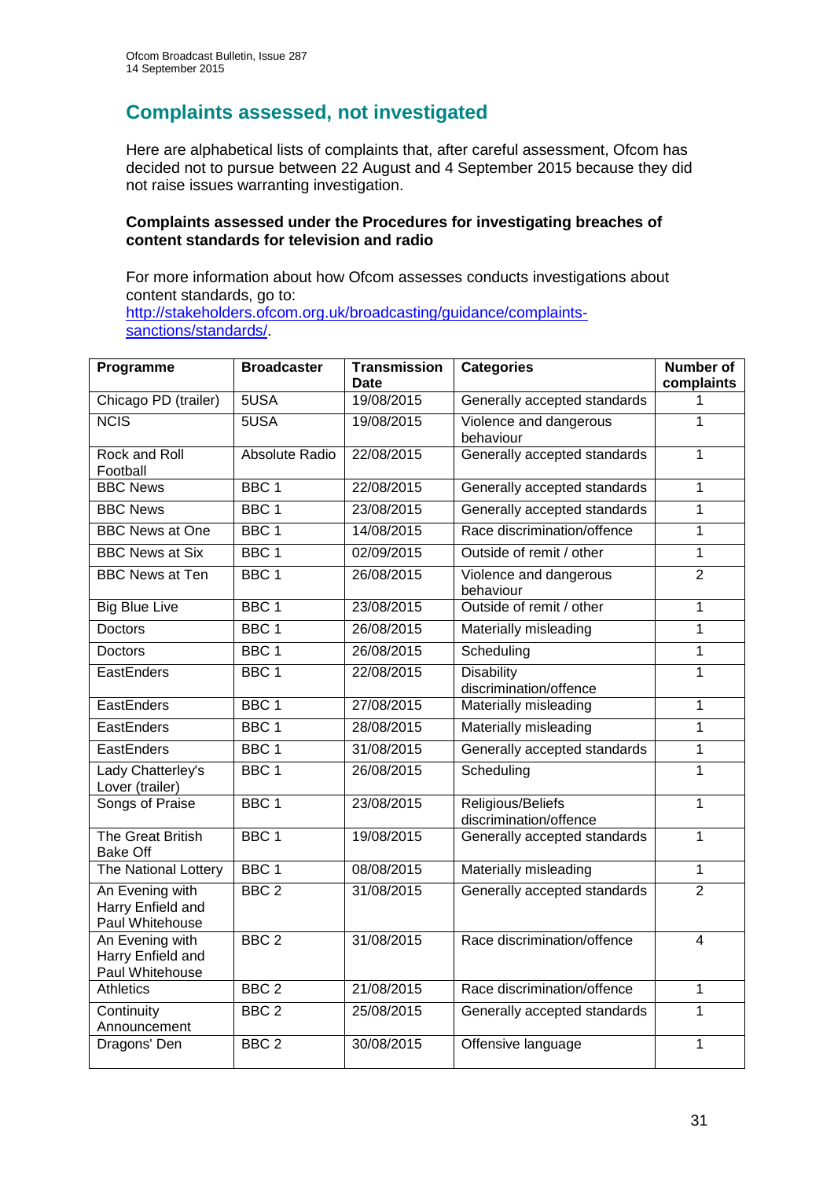## Complaints assessed, not investigated

Here are alphabetical lists of complaints that, after careful assessment, Ofcom has decided not to pursue between 22 August and 4 September 2015 because they did not raise issues warranting investigation.

**Complaints assessed under the Procedures for investigating breaches of content standards for television and radio**

For more information about how Ofcom assesses conducts investigations about content standards, go to: [http://stakeholders.ofcom.org.uk/broadcasting/guidance/complaints-sanctions/standards/](http://stakeholders.ofcom.org.uk/broadcasting/guidance/complaints-sanctions/standards/).

| Programme | Broadcaster | Transmission Date | Categories | Number of complaints |
|---|---|---|---|---|
| Chicago PD (trailer) | 5USA | 19/08/2015 | Generally accepted standards | 1 |
| NCIS | 5USA | 19/08/2015 | Violence and dangerous behaviour | 1 |
| Rock and Roll Football | Absolute Radio | 22/08/2015 | Generally accepted standards | 1 |
| BBC News | BBC 1 | 22/08/2015 | Generally accepted standards | 1 |
| BBC News | BBC 1 | 23/08/2015 | Generally accepted standards | 1 |
| BBC News at One | BBC 1 | 14/08/2015 | Race discrimination/offence | 1 |
| BBC News at Six | BBC 1 | 02/09/2015 | Outside of remit / other | 1 |
| BBC News at Ten | BBC 1 | 26/08/2015 | Violence and dangerous behaviour | 2 |
| Big Blue Live | BBC 1 | 23/08/2015 | Outside of remit / other | 1 |
| Doctors | BBC 1 | 26/08/2015 | Materially misleading | 1 |
| Doctors | BBC 1 | 26/08/2015 | Scheduling | 1 |
| EastEnders | BBC 1 | 22/08/2015 | Disability discrimination/offence | 1 |
| EastEnders | BBC 1 | 27/08/2015 | Materially misleading | 1 |
| EastEnders | BBC 1 | 28/08/2015 | Materially misleading | 1 |
| EastEnders | BBC 1 | 31/08/2015 | Generally accepted standards | 1 |
| Lady Chatterley's Lover (trailer) | BBC 1 | 26/08/2015 | Scheduling | 1 |
| Songs of Praise | BBC 1 | 23/08/2015 | Religious/Beliefs discrimination/offence | 1 |
| The Great British Bake Off | BBC 1 | 19/08/2015 | Generally accepted standards | 1 |
| The National Lottery | BBC 1 | 08/08/2015 | Materially misleading | 1 |
| An Evening with Harry Enfield and Paul Whitehouse | BBC 2 | 31/08/2015 | Generally accepted standards | 2 |
| An Evening with Harry Enfield and Paul Whitehouse | BBC 2 | 31/08/2015 | Race discrimination/offence | 4 |
| Athletics | BBC 2 | 21/08/2015 | Race discrimination/offence | 1 |
| Continuity Announcement | BBC 2 | 25/08/2015 | Generally accepted standards | 1 |
| Dragons' Den | BBC 2 | 30/08/2015 | Offensive language | 1 |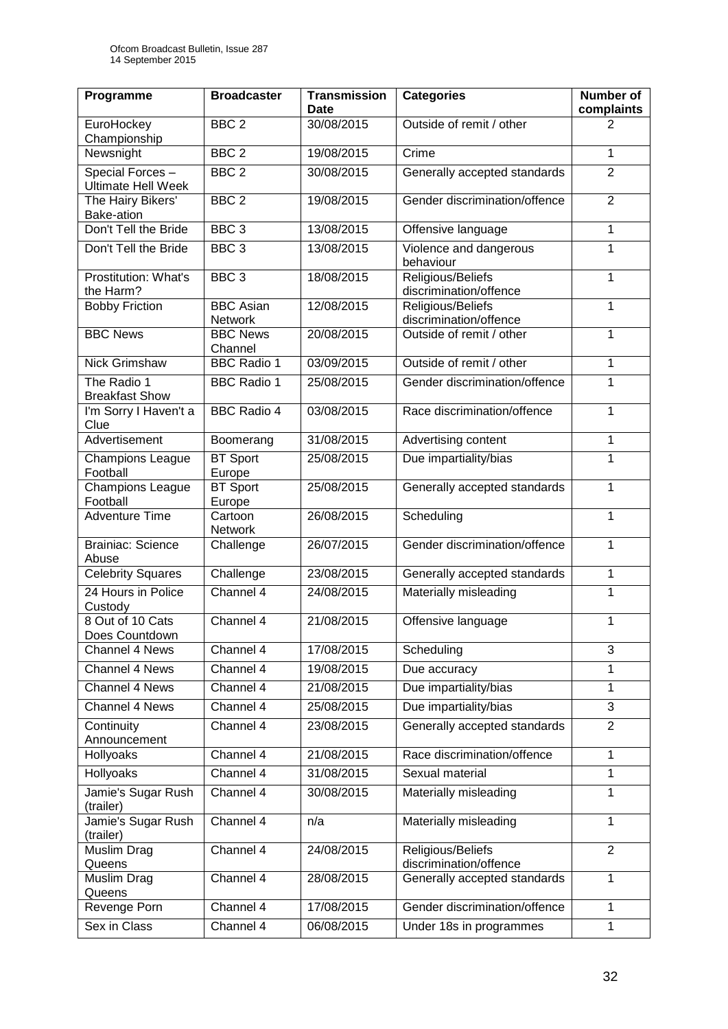| Programme | Broadcaster | Transmission Date | Categories | Number of complaints |
|---|---|---|---|---|
| EuroHockey Championship | BBC 2 | 30/08/2015 | Outside of remit / other | 2 |
| Newsnight | BBC 2 | 19/08/2015 | Crime | 1 |
| Special Forces – Ultimate Hell Week | BBC 2 | 30/08/2015 | Generally accepted standards | 2 |
| The Hairy Bikers' Bake-ation | BBC 2 | 19/08/2015 | Gender discrimination/offence | 2 |
| Don't Tell the Bride | BBC 3 | 13/08/2015 | Offensive language | 1 |
| Don't Tell the Bride | BBC 3 | 13/08/2015 | Violence and dangerous behaviour | 1 |
| Prostitution: What's the Harm? | BBC 3 | 18/08/2015 | Religious/Beliefs discrimination/offence | 1 |
| Bobby Friction | BBC Asian Network | 12/08/2015 | Religious/Beliefs discrimination/offence | 1 |
| BBC News | BBC News Channel | 20/08/2015 | Outside of remit / other | 1 |
| Nick Grimshaw | BBC Radio 1 | 03/09/2015 | Outside of remit / other | 1 |
| The Radio 1 Breakfast Show | BBC Radio 1 | 25/08/2015 | Gender discrimination/offence | 1 |
| I'm Sorry I Haven't a Clue | BBC Radio 4 | 03/08/2015 | Race discrimination/offence | 1 |
| Advertisement | Boomerang | 31/08/2015 | Advertising content | 1 |
| Champions League Football | BT Sport Europe | 25/08/2015 | Due impartiality/bias | 1 |
| Champions League Football | BT Sport Europe | 25/08/2015 | Generally accepted standards | 1 |
| Adventure Time | Cartoon Network | 26/08/2015 | Scheduling | 1 |
| Brainiac: Science Abuse | Challenge | 26/07/2015 | Gender discrimination/offence | 1 |
| Celebrity Squares | Challenge | 23/08/2015 | Generally accepted standards | 1 |
| 24 Hours in Police Custody | Channel 4 | 24/08/2015 | Materially misleading | 1 |
| 8 Out of 10 Cats Does Countdown | Channel 4 | 21/08/2015 | Offensive language | 1 |
| Channel 4 News | Channel 4 | 17/08/2015 | Scheduling | 3 |
| Channel 4 News | Channel 4 | 19/08/2015 | Due accuracy | 1 |
| Channel 4 News | Channel 4 | 21/08/2015 | Due impartiality/bias | 1 |
| Channel 4 News | Channel 4 | 25/08/2015 | Due impartiality/bias | 3 |
| Continuity Announcement | Channel 4 | 23/08/2015 | Generally accepted standards | 2 |
| Hollyoaks | Channel 4 | 21/08/2015 | Race discrimination/offence | 1 |
| Hollyoaks | Channel 4 | 31/08/2015 | Sexual material | 1 |
| Jamie's Sugar Rush (trailer) | Channel 4 | 30/08/2015 | Materially misleading | 1 |
| Jamie's Sugar Rush (trailer) | Channel 4 | n/a | Materially misleading | 1 |
| Muslim Drag Queens | Channel 4 | 24/08/2015 | Religious/Beliefs discrimination/offence | 2 |
| Muslim Drag Queens | Channel 4 | 28/08/2015 | Generally accepted standards | 1 |
| Revenge Porn | Channel 4 | 17/08/2015 | Gender discrimination/offence | 1 |
| Sex in Class | Channel 4 | 06/08/2015 | Under 18s in programmes | 1 |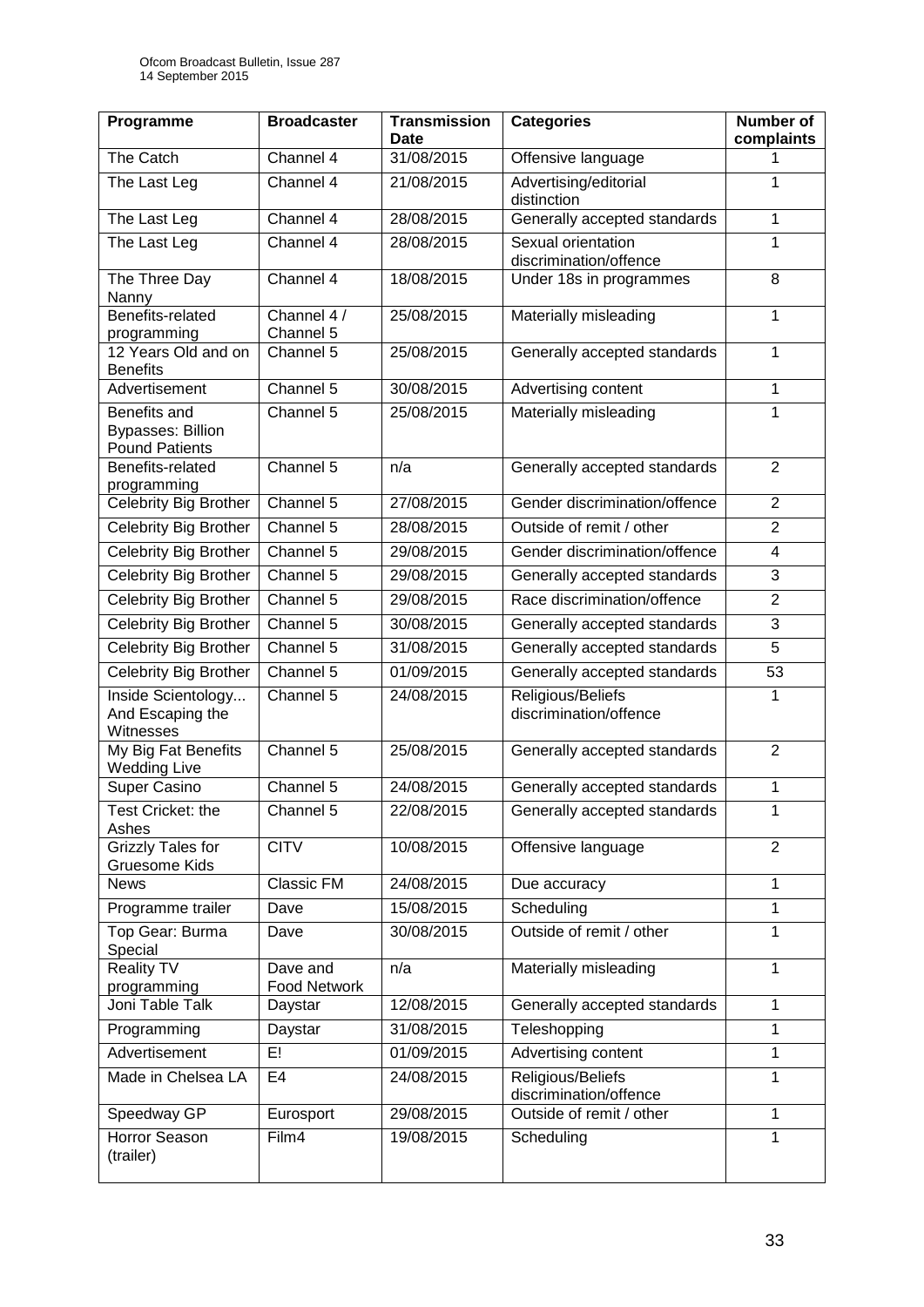| Programme | Broadcaster | Transmission Date | Categories | Number of complaints |
|---|---|---|---|---|
| The Catch | Channel 4 | 31/08/2015 | Offensive language | 1 |
| The Last Leg | Channel 4 | 21/08/2015 | Advertising/editorial distinction | 1 |
| The Last Leg | Channel 4 | 28/08/2015 | Generally accepted standards | 1 |
| The Last Leg | Channel 4 | 28/08/2015 | Sexual orientation discrimination/offence | 1 |
| The Three Day Nanny | Channel 4 | 18/08/2015 | Under 18s in programmes | 8 |
| Benefits-related programming | Channel 4 / Channel 5 | 25/08/2015 | Materially misleading | 1 |
| 12 Years Old and on Benefits | Channel 5 | 25/08/2015 | Generally accepted standards | 1 |
| Advertisement | Channel 5 | 30/08/2015 | Advertising content | 1 |
| Benefits and Bypasses: Billion Pound Patients | Channel 5 | 25/08/2015 | Materially misleading | 1 |
| Benefits-related programming | Channel 5 | n/a | Generally accepted standards | 2 |
| Celebrity Big Brother | Channel 5 | 27/08/2015 | Gender discrimination/offence | 2 |
| Celebrity Big Brother | Channel 5 | 28/08/2015 | Outside of remit / other | 2 |
| Celebrity Big Brother | Channel 5 | 29/08/2015 | Gender discrimination/offence | 4 |
| Celebrity Big Brother | Channel 5 | 29/08/2015 | Generally accepted standards | 3 |
| Celebrity Big Brother | Channel 5 | 29/08/2015 | Race discrimination/offence | 2 |
| Celebrity Big Brother | Channel 5 | 30/08/2015 | Generally accepted standards | 3 |
| Celebrity Big Brother | Channel 5 | 31/08/2015 | Generally accepted standards | 5 |
| Celebrity Big Brother | Channel 5 | 01/09/2015 | Generally accepted standards | 53 |
| Inside Scientology... And Escaping the Witnesses | Channel 5 | 24/08/2015 | Religious/Beliefs discrimination/offence | 1 |
| My Big Fat Benefits Wedding Live | Channel 5 | 25/08/2015 | Generally accepted standards | 2 |
| Super Casino | Channel 5 | 24/08/2015 | Generally accepted standards | 1 |
| Test Cricket: the Ashes | Channel 5 | 22/08/2015 | Generally accepted standards | 1 |
| Grizzly Tales for Gruesome Kids | CITV | 10/08/2015 | Offensive language | 2 |
| News | Classic FM | 24/08/2015 | Due accuracy | 1 |
| Programme trailer | Dave | 15/08/2015 | Scheduling | 1 |
| Top Gear: Burma Special | Dave | 30/08/2015 | Outside of remit / other | 1 |
| Reality TV programming | Dave and Food Network | n/a | Materially misleading | 1 |
| Joni Table Talk | Daystar | 12/08/2015 | Generally accepted standards | 1 |
| Programming | Daystar | 31/08/2015 | Teleshopping | 1 |
| Advertisement | E! | 01/09/2015 | Advertising content | 1 |
| Made in Chelsea LA | E4 | 24/08/2015 | Religious/Beliefs discrimination/offence | 1 |
| Speedway GP | Eurosport | 29/08/2015 | Outside of remit / other | 1 |
| Horror Season (trailer) | Film4 | 19/08/2015 | Scheduling | 1 |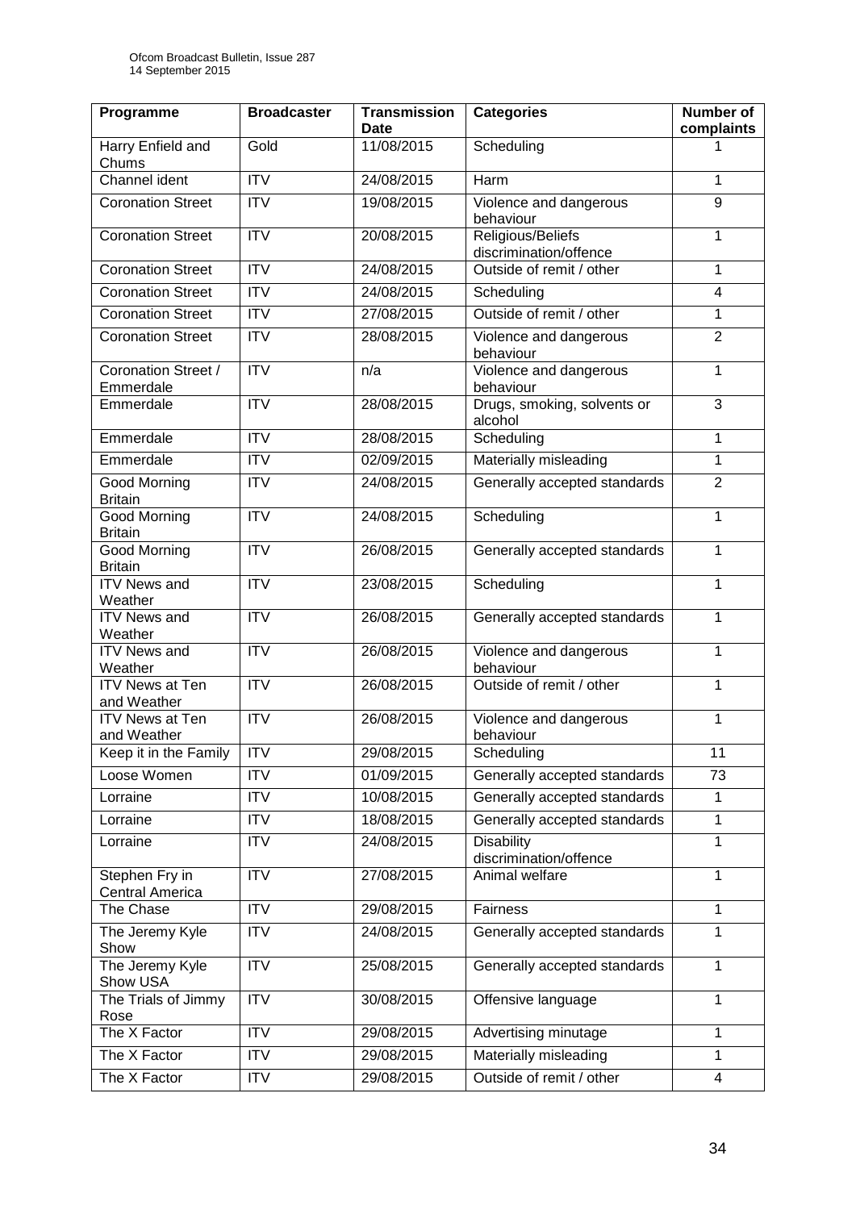| Programme | Broadcaster | Transmission Date | Categories | Number of complaints |
|---|---|---|---|---|
| Harry Enfield and Chums | Gold | 11/08/2015 | Scheduling | 1 |
| Channel ident | ITV | 24/08/2015 | Harm | 1 |
| Coronation Street | ITV | 19/08/2015 | Violence and dangerous behaviour | 9 |
| Coronation Street | ITV | 20/08/2015 | Religious/Beliefs discrimination/offence | 1 |
| Coronation Street | ITV | 24/08/2015 | Outside of remit / other | 1 |
| Coronation Street | ITV | 24/08/2015 | Scheduling | 4 |
| Coronation Street | ITV | 27/08/2015 | Outside of remit / other | 1 |
| Coronation Street | ITV | 28/08/2015 | Violence and dangerous behaviour | 2 |
| Coronation Street / Emmerdale | ITV | n/a | Violence and dangerous behaviour | 1 |
| Emmerdale | ITV | 28/08/2015 | Drugs, smoking, solvents or alcohol | 3 |
| Emmerdale | ITV | 28/08/2015 | Scheduling | 1 |
| Emmerdale | ITV | 02/09/2015 | Materially misleading | 1 |
| Good Morning Britain | ITV | 24/08/2015 | Generally accepted standards | 2 |
| Good Morning Britain | ITV | 24/08/2015 | Scheduling | 1 |
| Good Morning Britain | ITV | 26/08/2015 | Generally accepted standards | 1 |
| ITV News and Weather | ITV | 23/08/2015 | Scheduling | 1 |
| ITV News and Weather | ITV | 26/08/2015 | Generally accepted standards | 1 |
| ITV News and Weather | ITV | 26/08/2015 | Violence and dangerous behaviour | 1 |
| ITV News at Ten and Weather | ITV | 26/08/2015 | Outside of remit / other | 1 |
| ITV News at Ten and Weather | ITV | 26/08/2015 | Violence and dangerous behaviour | 1 |
| Keep it in the Family | ITV | 29/08/2015 | Scheduling | 11 |
| Loose Women | ITV | 01/09/2015 | Generally accepted standards | 73 |
| Lorraine | ITV | 10/08/2015 | Generally accepted standards | 1 |
| Lorraine | ITV | 18/08/2015 | Generally accepted standards | 1 |
| Lorraine | ITV | 24/08/2015 | Disability discrimination/offence | 1 |
| Stephen Fry in Central America | ITV | 27/08/2015 | Animal welfare | 1 |
| The Chase | ITV | 29/08/2015 | Fairness | 1 |
| The Jeremy Kyle Show | ITV | 24/08/2015 | Generally accepted standards | 1 |
| The Jeremy Kyle Show USA | ITV | 25/08/2015 | Generally accepted standards | 1 |
| The Trials of Jimmy Rose | ITV | 30/08/2015 | Offensive language | 1 |
| The X Factor | ITV | 29/08/2015 | Advertising minutage | 1 |
| The X Factor | ITV | 29/08/2015 | Materially misleading | 1 |
| The X Factor | ITV | 29/08/2015 | Outside of remit / other | 4 |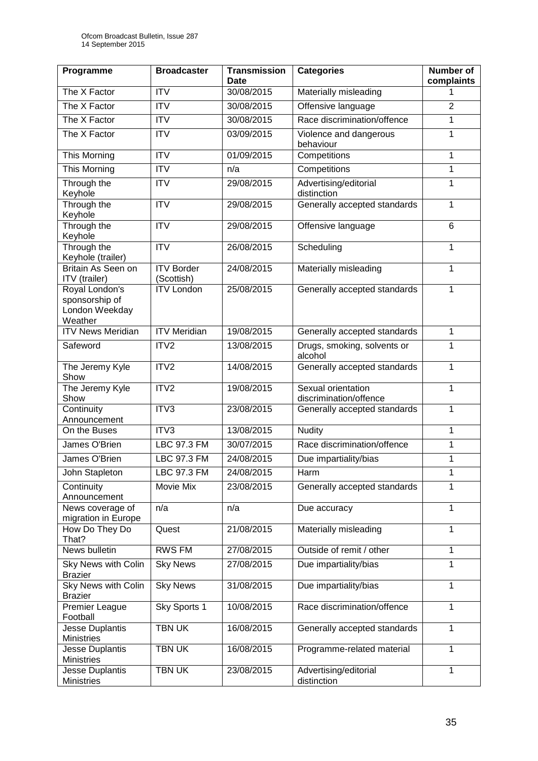| Programme | Broadcaster | Transmission Date | Categories | Number of complaints |
|---|---|---|---|---|
| The X Factor | ITV | 30/08/2015 | Materially misleading | 1 |
| The X Factor | ITV | 30/08/2015 | Offensive language | 2 |
| The X Factor | ITV | 30/08/2015 | Race discrimination/offence | 1 |
| The X Factor | ITV | 03/09/2015 | Violence and dangerous behaviour | 1 |
| This Morning | ITV | 01/09/2015 | Competitions | 1 |
| This Morning | ITV | n/a | Competitions | 1 |
| Through the Keyhole | ITV | 29/08/2015 | Advertising/editorial distinction | 1 |
| Through the Keyhole | ITV | 29/08/2015 | Generally accepted standards | 1 |
| Through the Keyhole | ITV | 29/08/2015 | Offensive language | 6 |
| Through the Keyhole (trailer) | ITV | 26/08/2015 | Scheduling | 1 |
| Britain As Seen on ITV (trailer) | ITV Border (Scottish) | 24/08/2015 | Materially misleading | 1 |
| Royal London's sponsorship of London Weekday Weather | ITV London | 25/08/2015 | Generally accepted standards | 1 |
| ITV News Meridian | ITV Meridian | 19/08/2015 | Generally accepted standards | 1 |
| Safeword | ITV2 | 13/08/2015 | Drugs, smoking, solvents or alcohol | 1 |
| The Jeremy Kyle Show | ITV2 | 14/08/2015 | Generally accepted standards | 1 |
| The Jeremy Kyle Show | ITV2 | 19/08/2015 | Sexual orientation discrimination/offence | 1 |
| Continuity Announcement | ITV3 | 23/08/2015 | Generally accepted standards | 1 |
| On the Buses | ITV3 | 13/08/2015 | Nudity | 1 |
| James O'Brien | LBC 97.3 FM | 30/07/2015 | Race discrimination/offence | 1 |
| James O'Brien | LBC 97.3 FM | 24/08/2015 | Due impartiality/bias | 1 |
| John Stapleton | LBC 97.3 FM | 24/08/2015 | Harm | 1 |
| Continuity Announcement | Movie Mix | 23/08/2015 | Generally accepted standards | 1 |
| News coverage of migration in Europe | n/a | n/a | Due accuracy | 1 |
| How Do They Do That? | Quest | 21/08/2015 | Materially misleading | 1 |
| News bulletin | RWS FM | 27/08/2015 | Outside of remit / other | 1 |
| Sky News with Colin Brazier | Sky News | 27/08/2015 | Due impartiality/bias | 1 |
| Sky News with Colin Brazier | Sky News | 31/08/2015 | Due impartiality/bias | 1 |
| Premier League Football | Sky Sports 1 | 10/08/2015 | Race discrimination/offence | 1 |
| Jesse Duplantis Ministries | TBN UK | 16/08/2015 | Generally accepted standards | 1 |
| Jesse Duplantis Ministries | TBN UK | 16/08/2015 | Programme-related material | 1 |
| Jesse Duplantis Ministries | TBN UK | 23/08/2015 | Advertising/editorial distinction | 1 |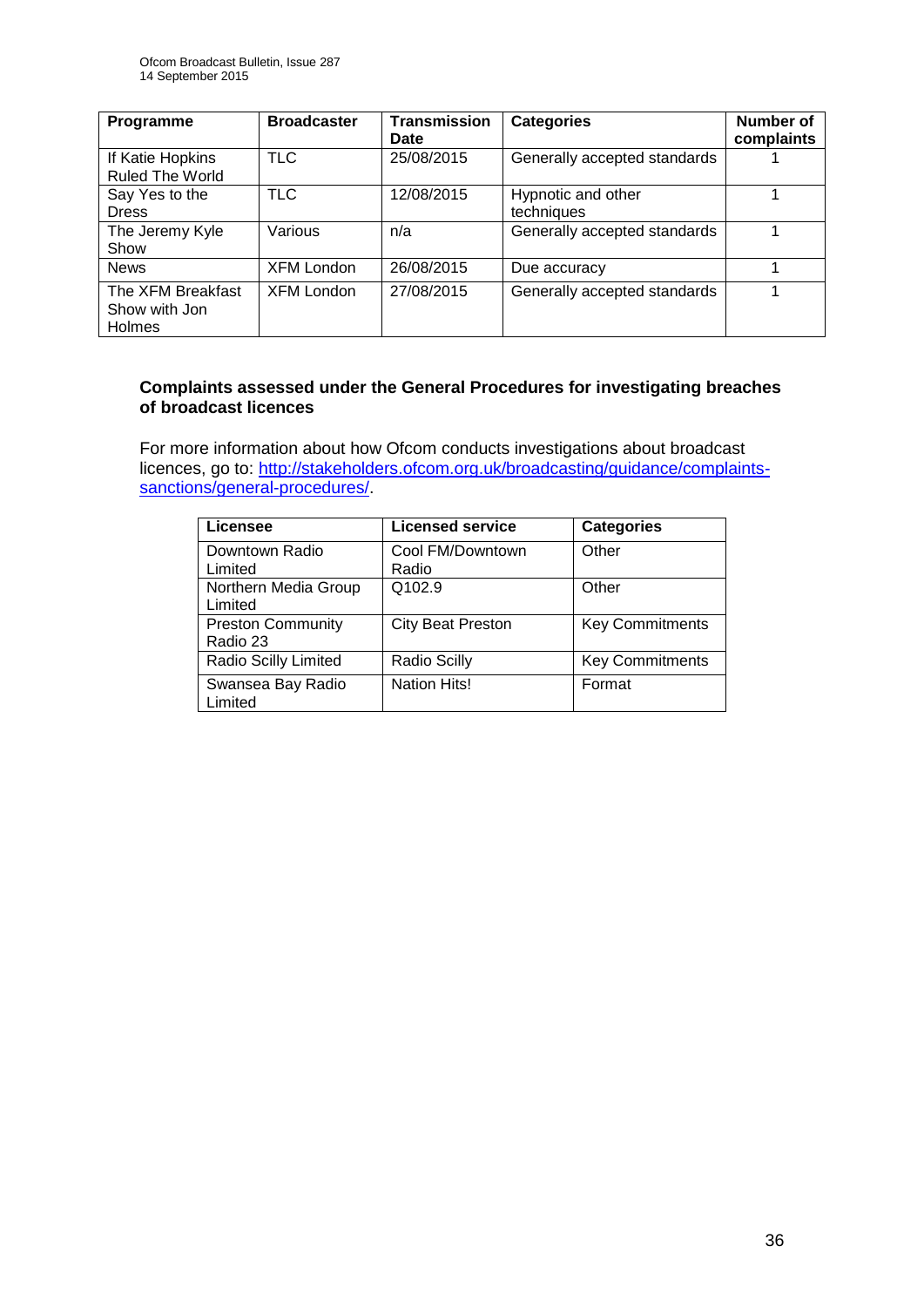| Programme | Broadcaster | Transmission Date | Categories | Number of complaints |
|---|---|---|---|---|
| If Katie Hopkins Ruled The World | TLC | 25/08/2015 | Generally accepted standards | 1 |
| Say Yes to the Dress | TLC | 12/08/2015 | Hypnotic and other techniques | 1 |
| The Jeremy Kyle Show | Various | n/a | Generally accepted standards | 1 |
| News | XFM London | 26/08/2015 | Due accuracy | 1 |
| The XFM Breakfast Show with Jon Holmes | XFM London | 27/08/2015 | Generally accepted standards | 1 |

**Complaints assessed under the General Procedures for investigating breaches of broadcast licences**

For more information about how Ofcom conducts investigations about broadcast licences, go to: http://stakeholders.ofcom.org.uk/broadcasting/guidance/complaints-sanctions/general-procedures/.

| Licensee | Licensed service | Categories |
|---|---|---|
| Downtown Radio Limited | Cool FM/Downtown Radio | Other |
| Northern Media Group Limited | Q102.9 | Other |
| Preston Community Radio 23 | City Beat Preston | Key Commitments |
| Radio Scilly Limited | Radio Scilly | Key Commitments |
| Swansea Bay Radio Limited | Nation Hits! | Format |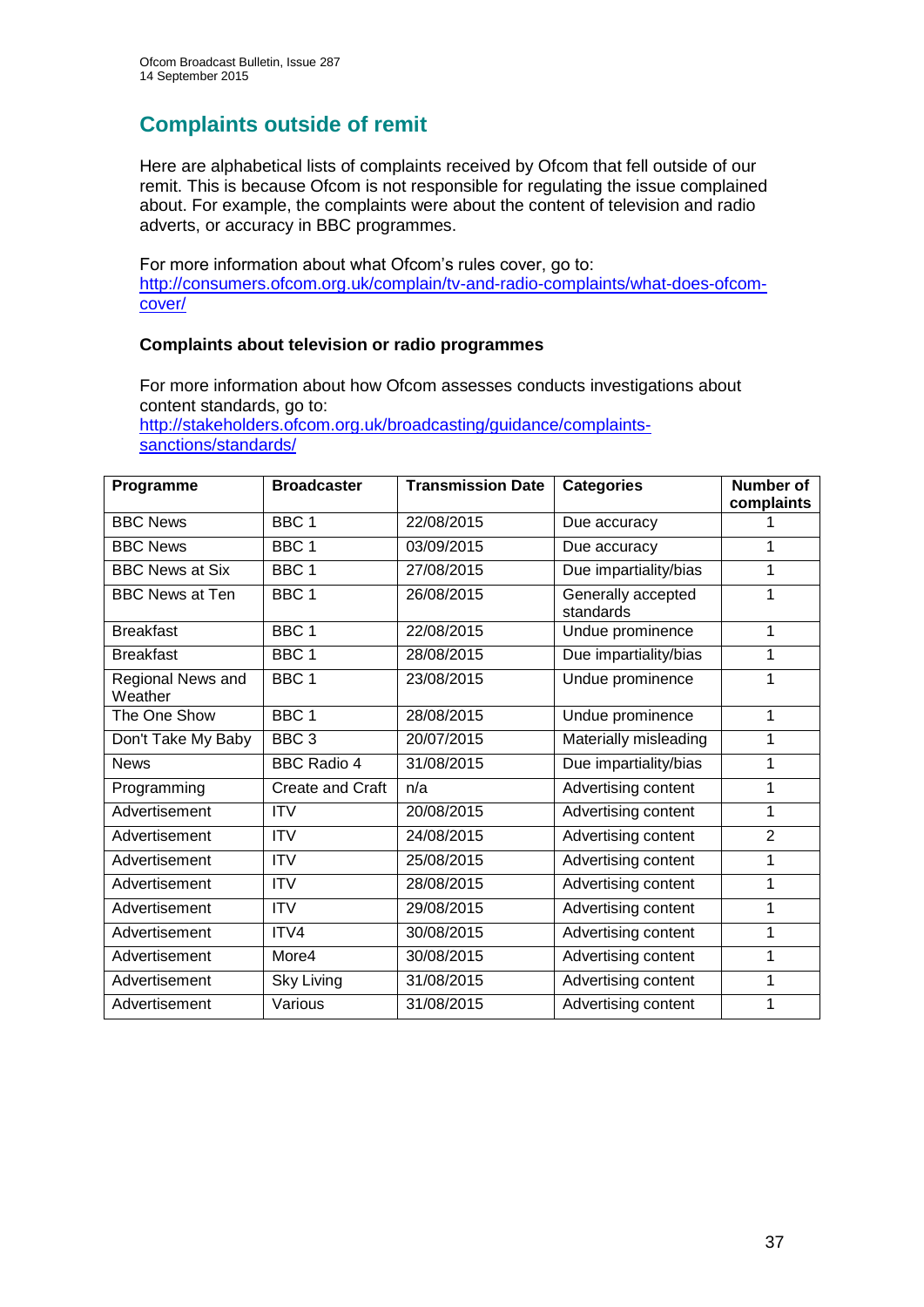## Complaints outside of remit

Here are alphabetical lists of complaints received by Ofcom that fell outside of our remit. This is because Ofcom is not responsible for regulating the issue complained about. For example, the complaints were about the content of television and radio adverts, or accuracy in BBC programmes.

For more information about what Ofcom's rules cover, go to: http://consumers.ofcom.org.uk/complain/tv-and-radio-complaints/what-does-ofcom-cover/

### Complaints about television or radio programmes

For more information about how Ofcom assesses conducts investigations about content standards, go to: http://stakeholders.ofcom.org.uk/broadcasting/guidance/complaints-sanctions/standards/

| Programme | Broadcaster | Transmission Date | Categories | Number of complaints |
|---|---|---|---|---|
| BBC News | BBC 1 | 22/08/2015 | Due accuracy | 1 |
| BBC News | BBC 1 | 03/09/2015 | Due accuracy | 1 |
| BBC News at Six | BBC 1 | 27/08/2015 | Due impartiality/bias | 1 |
| BBC News at Ten | BBC 1 | 26/08/2015 | Generally accepted standards | 1 |
| Breakfast | BBC 1 | 22/08/2015 | Undue prominence | 1 |
| Breakfast | BBC 1 | 28/08/2015 | Due impartiality/bias | 1 |
| Regional News and Weather | BBC 1 | 23/08/2015 | Undue prominence | 1 |
| The One Show | BBC 1 | 28/08/2015 | Undue prominence | 1 |
| Don't Take My Baby | BBC 3 | 20/07/2015 | Materially misleading | 1 |
| News | BBC Radio 4 | 31/08/2015 | Due impartiality/bias | 1 |
| Programming | Create and Craft | n/a | Advertising content | 1 |
| Advertisement | ITV | 20/08/2015 | Advertising content | 1 |
| Advertisement | ITV | 24/08/2015 | Advertising content | 2 |
| Advertisement | ITV | 25/08/2015 | Advertising content | 1 |
| Advertisement | ITV | 28/08/2015 | Advertising content | 1 |
| Advertisement | ITV | 29/08/2015 | Advertising content | 1 |
| Advertisement | ITV4 | 30/08/2015 | Advertising content | 1 |
| Advertisement | More4 | 30/08/2015 | Advertising content | 1 |
| Advertisement | Sky Living | 31/08/2015 | Advertising content | 1 |
| Advertisement | Various | 31/08/2015 | Advertising content | 1 |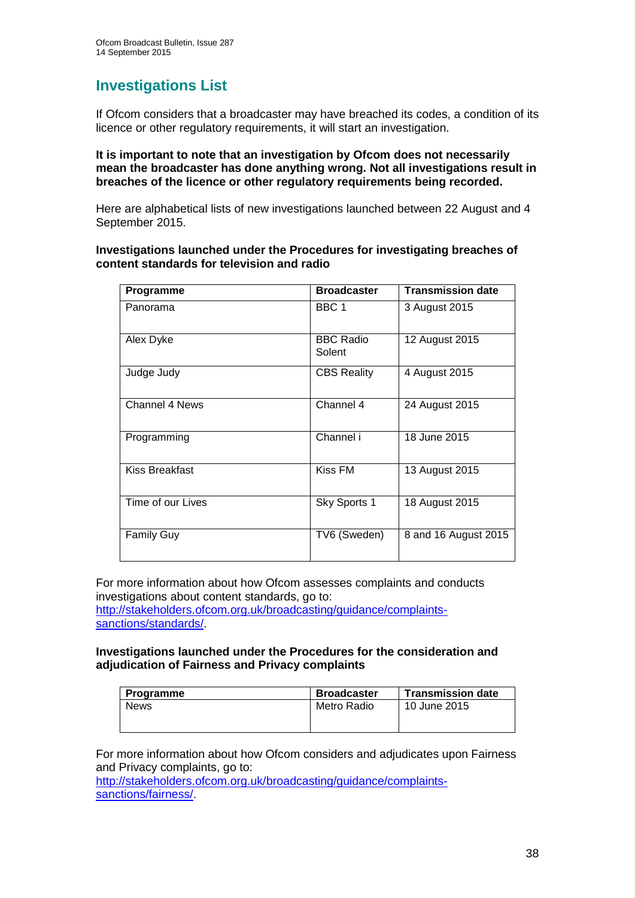## Investigations List

If Ofcom considers that a broadcaster may have breached its codes, a condition of its licence or other regulatory requirements, it will start an investigation.

**It is important to note that an investigation by Ofcom does not necessarily mean the broadcaster has done anything wrong. Not all investigations result in breaches of the licence or other regulatory requirements being recorded.**

Here are alphabetical lists of new investigations launched between 22 August and 4 September 2015.

**Investigations launched under the Procedures for investigating breaches of content standards for television and radio**

| Programme | Broadcaster | Transmission date |
|---|---|---|
| Panorama | BBC 1 | 3 August 2015 |
| Alex Dyke | BBC Radio Solent | 12 August 2015 |
| Judge Judy | CBS Reality | 4 August 2015 |
| Channel 4 News | Channel 4 | 24 August 2015 |
| Programming | Channel i | 18 June 2015 |
| Kiss Breakfast | Kiss FM | 13 August 2015 |
| Time of our Lives | Sky Sports 1 | 18 August 2015 |
| Family Guy | TV6 (Sweden) | 8 and 16 August 2015 |

For more information about how Ofcom assesses complaints and conducts investigations about content standards, go to: [http://stakeholders.ofcom.org.uk/broadcasting/guidance/complaints-sanctions/standards/](http://stakeholders.ofcom.org.uk/broadcasting/guidance/complaints-sanctions/standards/).

**Investigations launched under the Procedures for the consideration and adjudication of Fairness and Privacy complaints**

| Programme | Broadcaster | Transmission date |
|---|---|---|
| News | Metro Radio | 10 June 2015 |

For more information about how Ofcom considers and adjudicates upon Fairness and Privacy complaints, go to: [http://stakeholders.ofcom.org.uk/broadcasting/guidance/complaints-sanctions/fairness/](http://stakeholders.ofcom.org.uk/broadcasting/guidance/complaints-sanctions/fairness/).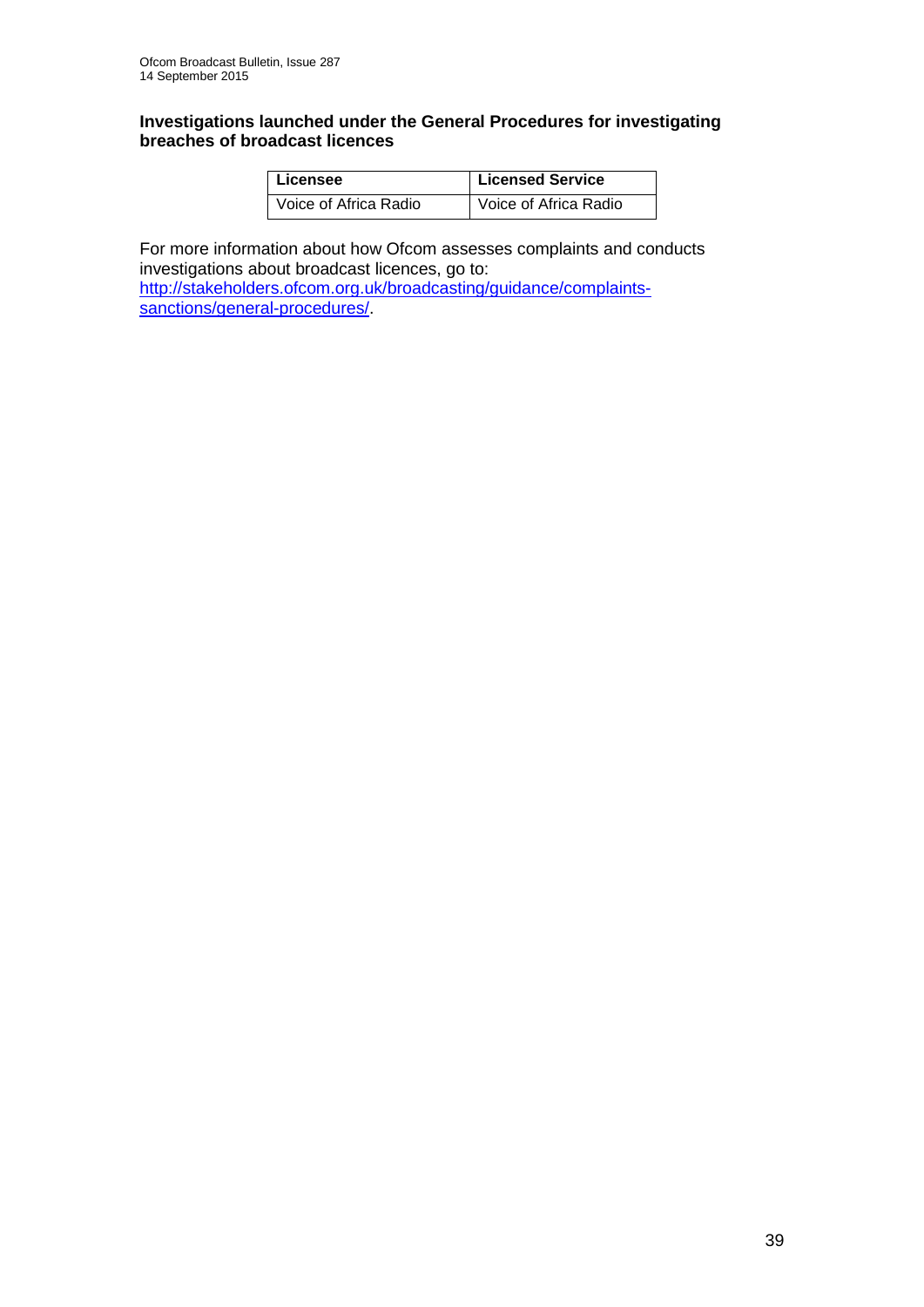**Investigations launched under the General Procedures for investigating breaches of broadcast licences**

| Licensee | Licensed Service |
|---|---|
| Voice of Africa Radio | Voice of Africa Radio |

For more information about how Ofcom assesses complaints and conducts investigations about broadcast licences, go to: [http://stakeholders.ofcom.org.uk/broadcasting/guidance/complaints-sanctions/general-procedures/](http://stakeholders.ofcom.org.uk/broadcasting/guidance/complaints-sanctions/general-procedures/).